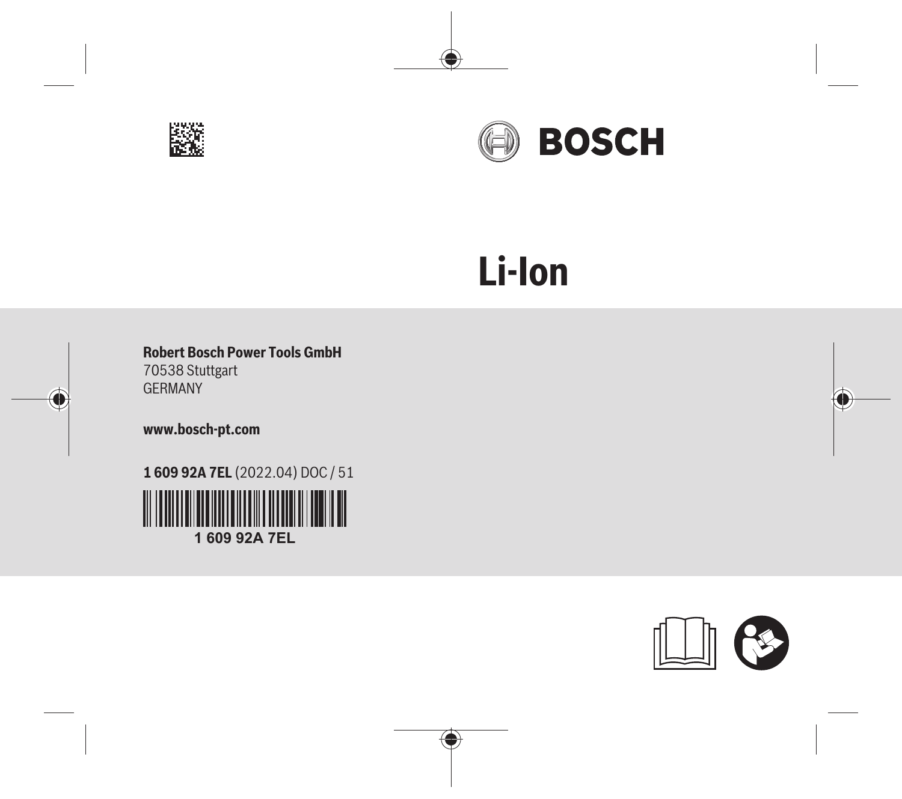BOSCH

# Li-Ion

**Robert Bosch Power Tools GmbH**
70538 Stuttgart
GERMANY

**www.bosch-pt.com**

**1 609 92A 7EL** (2022.04) DOC / 51

1 609 92A 7EL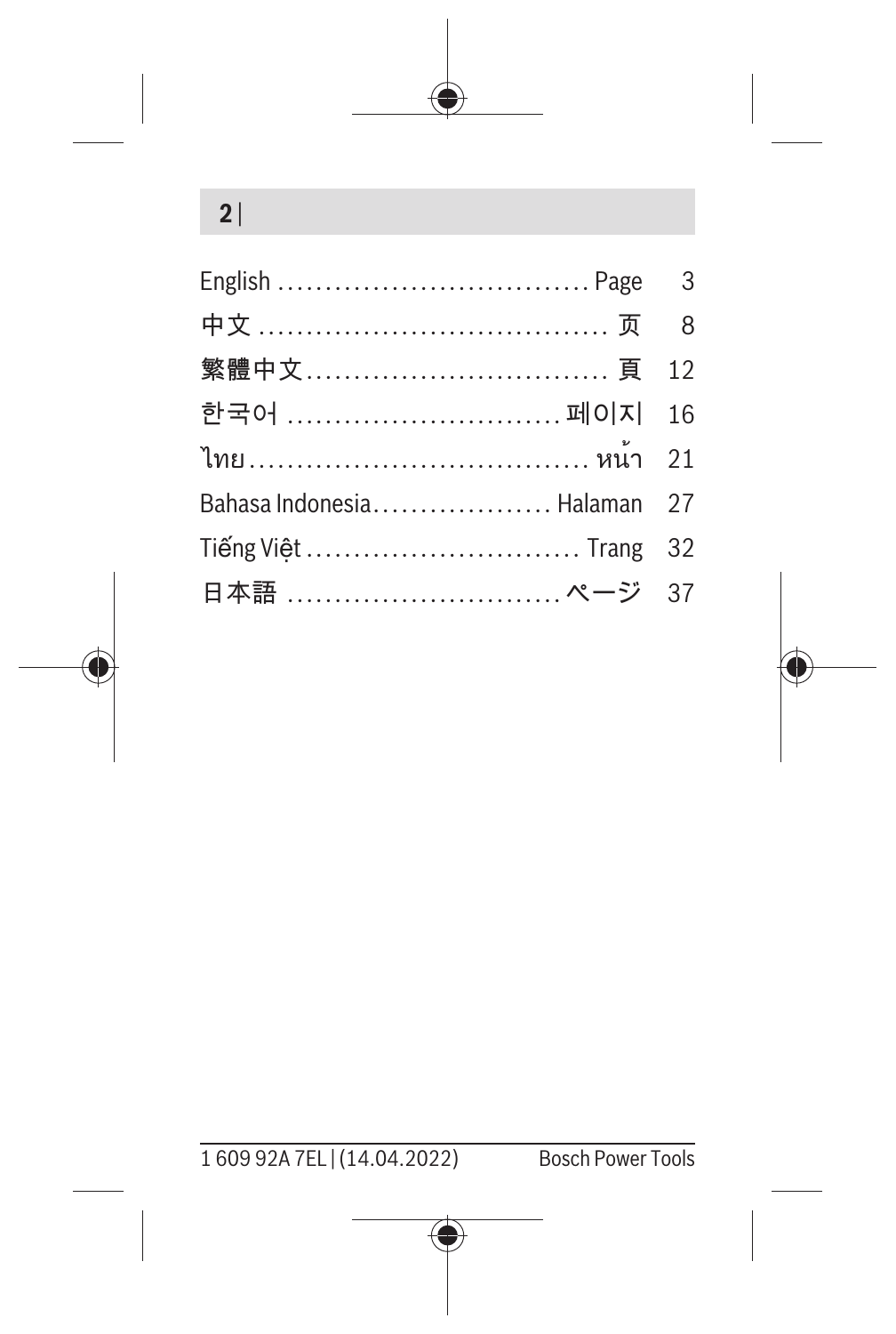| | | |
|---|---|---|
| English | Page | 3 |
| 中文 | 页 | 8 |
| 繁體中文 | 頁 | 12 |
| 한국어 | 페이지 | 16 |
| ไทย | หน้า | 21 |
| Bahasa Indonesia | Halaman | 27 |
| Tiếng Việt | Trang | 32 |
| 日本語 | ページ | 37 |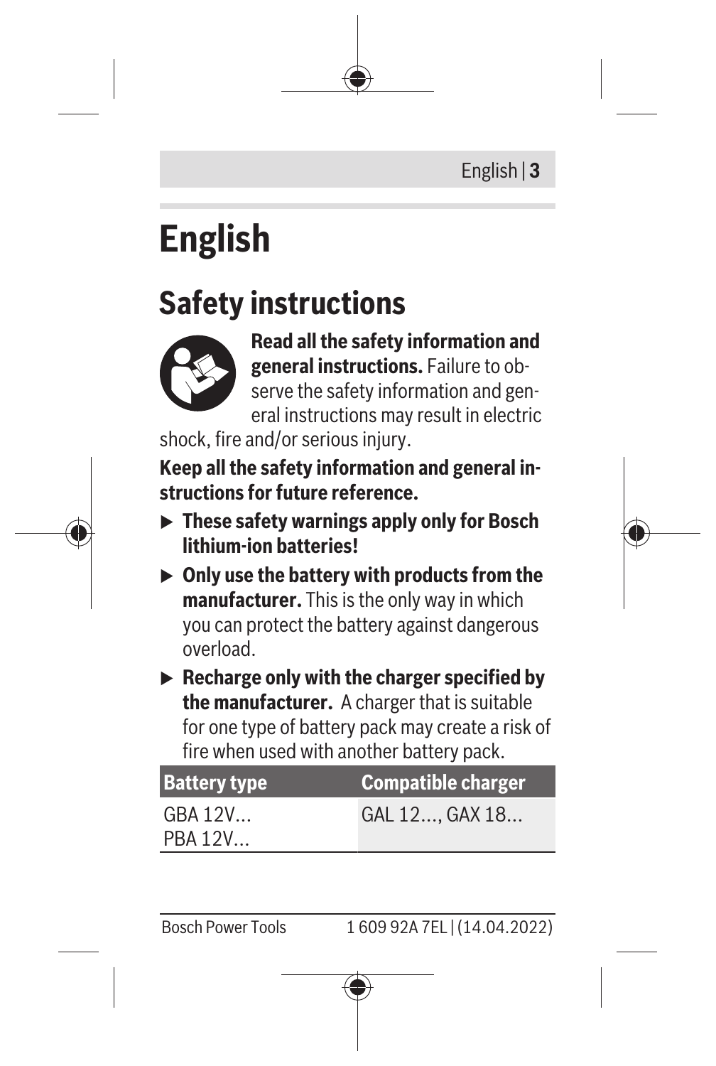# English

## Safety instructions

**Read all the safety information and general instructions.** Failure to observe the safety information and general instructions may result in electric shock, fire and/or serious injury.

**Keep all the safety information and general instructions for future reference.**

- **These safety warnings apply only for Bosch lithium-ion batteries!**
- **Only use the battery with products from the manufacturer.** This is the only way in which you can protect the battery against dangerous overload.
- **Recharge only with the charger specified by the manufacturer.** A charger that is suitable for one type of battery pack may create a risk of fire when used with another battery pack.

| Battery type | Compatible charger |
|---|---|
| GBA 12V...<br>PBA 12V... | GAL 12..., GAX 18... |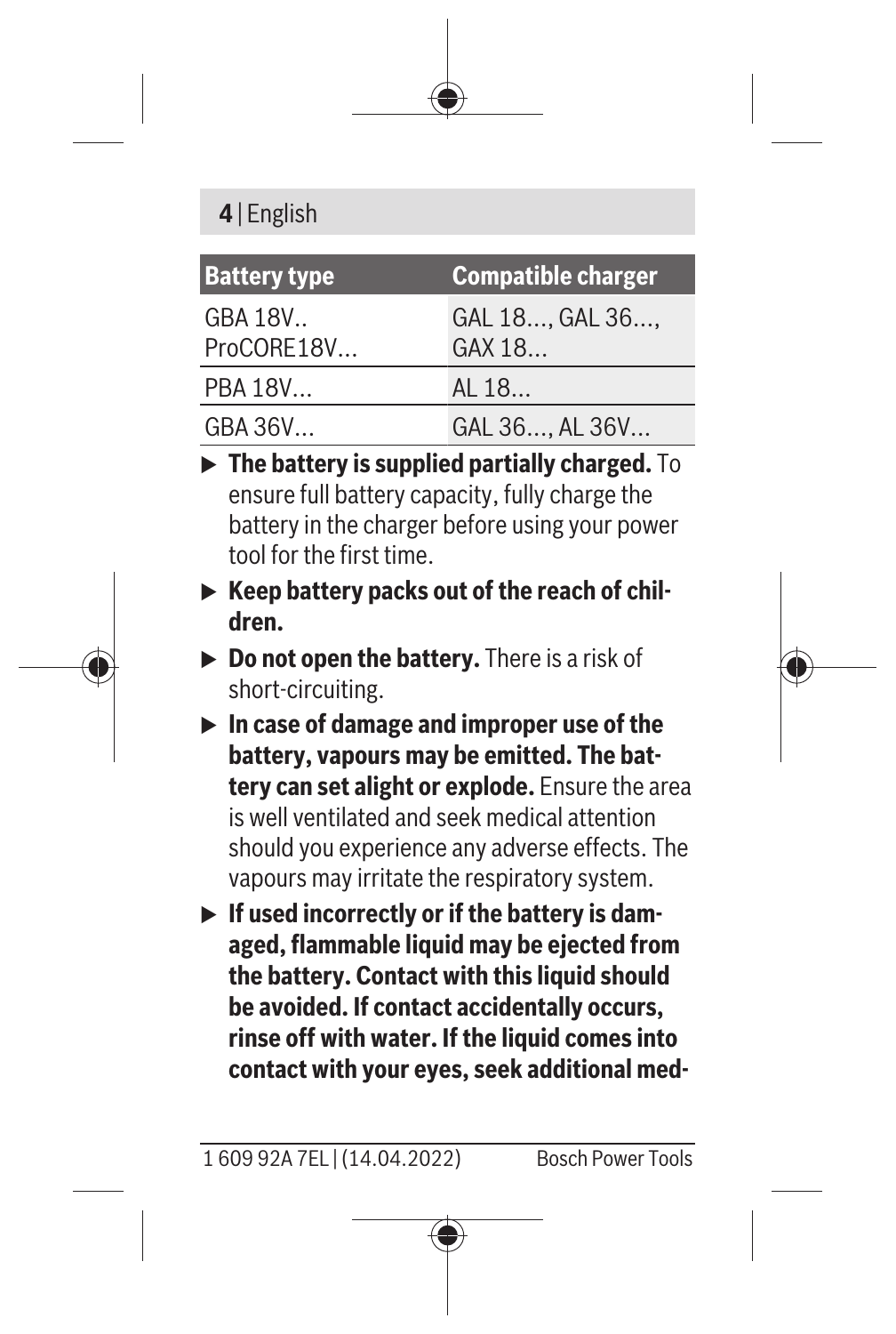| Battery type | Compatible charger |
|---|---|
| GBA 18V.. ProCORE18V... | GAL 18..., GAL 36..., GAX 18... |
| PBA 18V... | AL 18... |
| GBA 36V... | GAL 36..., AL 36V... |

- **The battery is supplied partially charged.** To ensure full battery capacity, fully charge the battery in the charger before using your power tool for the first time.
- **Keep battery packs out of the reach of children.**
- **Do not open the battery.** There is a risk of short-circuiting.
- **In case of damage and improper use of the battery, vapours may be emitted. The battery can set alight or explode.** Ensure the area is well ventilated and seek medical attention should you experience any adverse effects. The vapours may irritate the respiratory system.
- **If used incorrectly or if the battery is damaged, flammable liquid may be ejected from the battery. Contact with this liquid should be avoided. If contact accidentally occurs, rinse off with water. If the liquid comes into contact with your eyes, seek additional med-**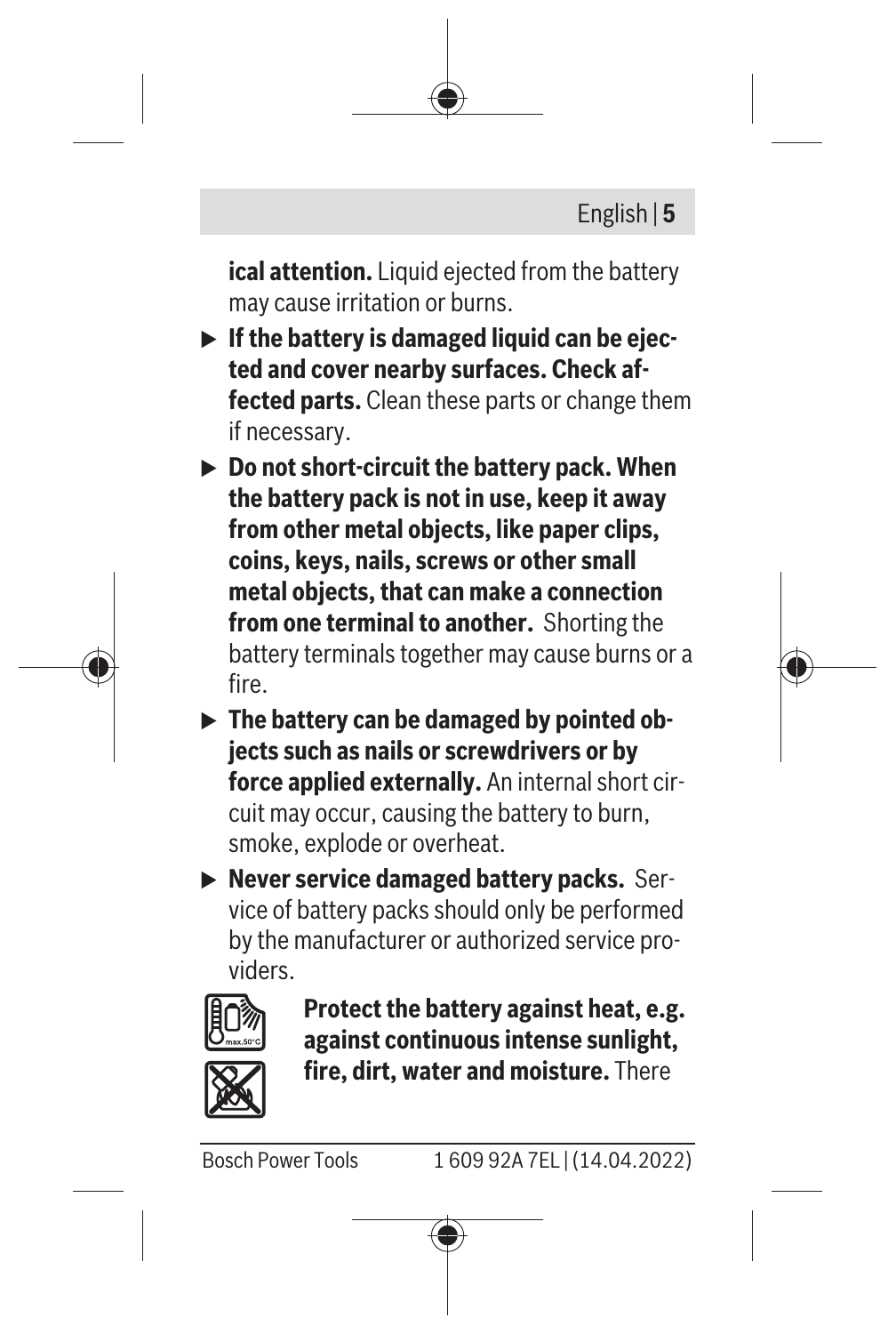**ical attention.** Liquid ejected from the battery may cause irritation or burns.

- **If the battery is damaged liquid can be ejected and cover nearby surfaces. Check affected parts.** Clean these parts or change them if necessary.
- **Do not short-circuit the battery pack. When the battery pack is not in use, keep it away from other metal objects, like paper clips, coins, keys, nails, screws or other small metal objects, that can make a connection from one terminal to another.** Shorting the battery terminals together may cause burns or a fire.
- **The battery can be damaged by pointed objects such as nails or screwdrivers or by force applied externally.** An internal short circuit may occur, causing the battery to burn, smoke, explode or overheat.
- **Never service damaged battery packs.** Service of battery packs should only be performed by the manufacturer or authorized service providers.

**Protect the battery against heat, e.g. against continuous intense sunlight, fire, dirt, water and moisture.** There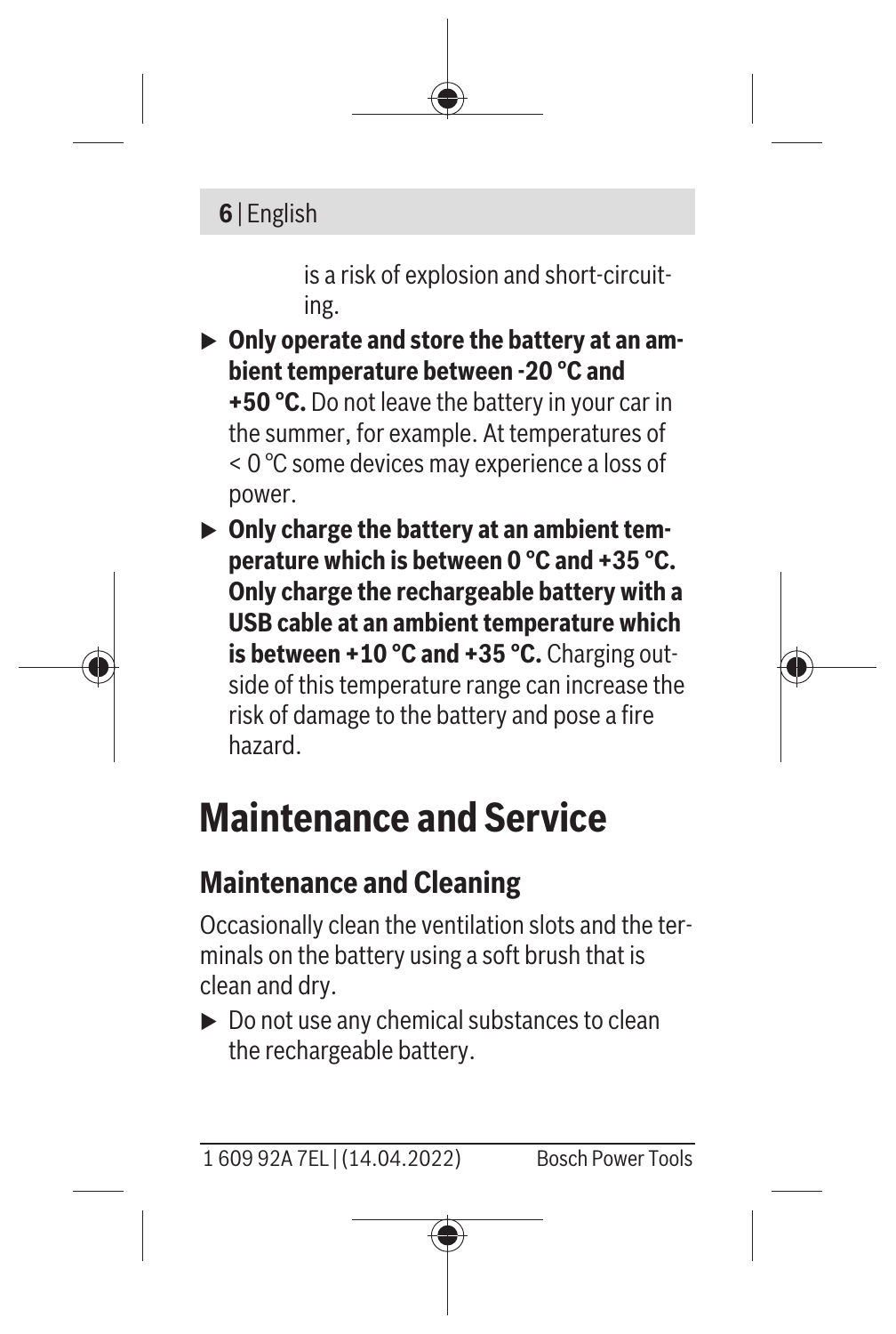is a risk of explosion and short-circuiting.

- ▶ **Only operate and store the battery at an ambient temperature between -20 °C and +50 °C.** Do not leave the battery in your car in the summer, for example. At temperatures of < 0 °C some devices may experience a loss of power.
- ▶ **Only charge the battery at an ambient temperature which is between 0 °C and +35 °C. Only charge the rechargeable battery with a USB cable at an ambient temperature which is between +10 °C and +35 °C.** Charging outside of this temperature range can increase the risk of damage to the battery and pose a fire hazard.

# Maintenance and Service

## Maintenance and Cleaning

Occasionally clean the ventilation slots and the terminals on the battery using a soft brush that is clean and dry.

- ▶ Do not use any chemical substances to clean the rechargeable battery.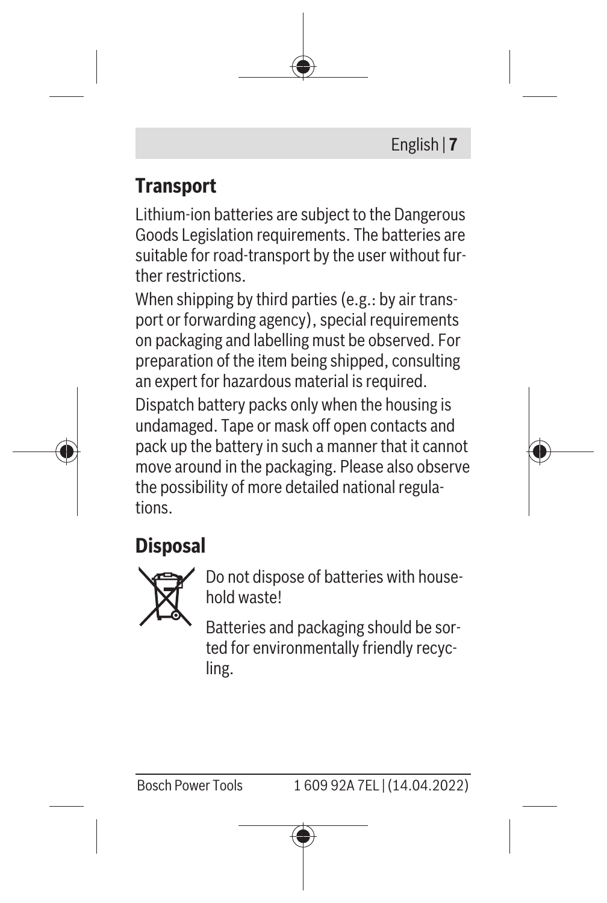## Transport

Lithium-ion batteries are subject to the Dangerous Goods Legislation requirements. The batteries are suitable for road-transport by the user without further restrictions.

When shipping by third parties (e.g.: by air transport or forwarding agency), special requirements on packaging and labelling must be observed. For preparation of the item being shipped, consulting an expert for hazardous material is required.

Dispatch battery packs only when the housing is undamaged. Tape or mask off open contacts and pack up the battery in such a manner that it cannot move around in the packaging. Please also observe the possibility of more detailed national regulations.

## Disposal

Do not dispose of batteries with household waste!

Batteries and packaging should be sorted for environmentally friendly recycling.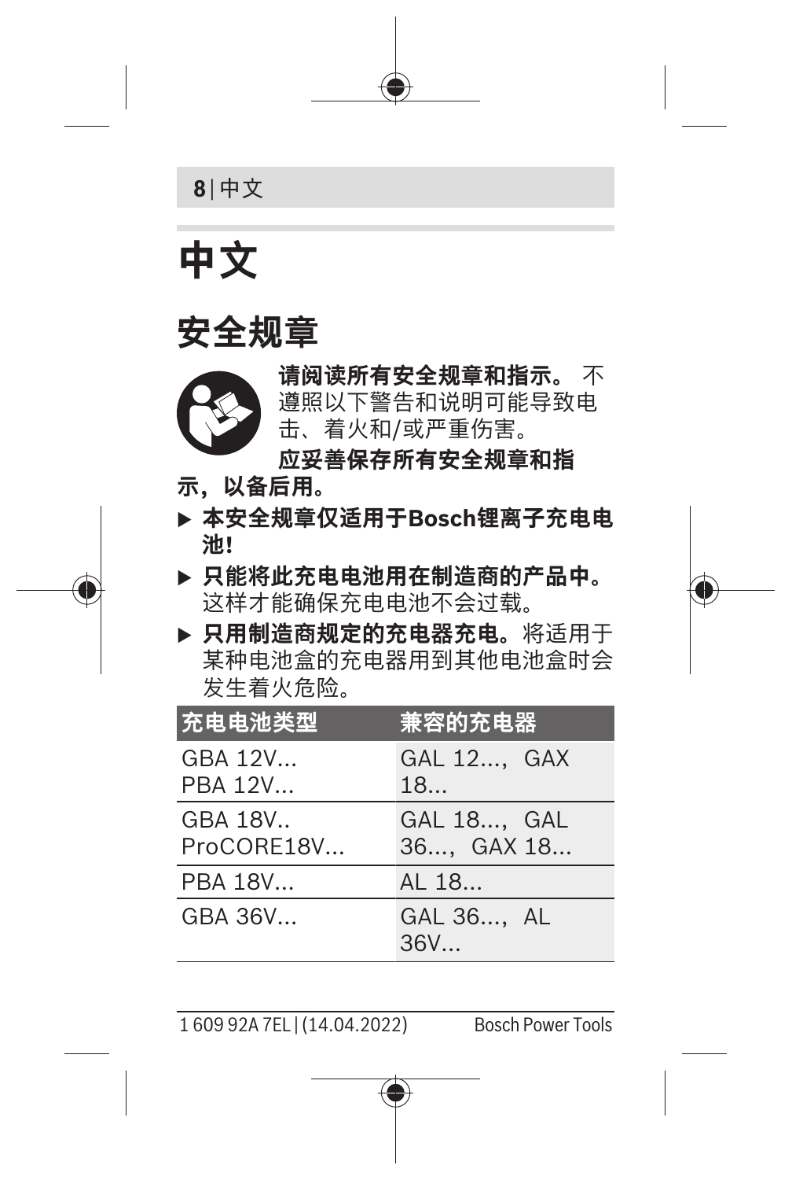# 中文

## 安全规章

**请阅读所有安全规章和指示。** 不遵照以下警告和说明可能导致电击、着火和/或严重伤害。

**应妥善保存所有安全规章和指示，以备后用。**

- ▶ **本安全规章仅适用于Bosch锂离子充电电池!**
- ▶ **只能将此充电电池用在制造商的产品中。** 这样才能确保充电电池不会过载。
- ▶ **只用制造商规定的充电器充电。** 将适用于某种电池盒的充电器用到其他电池盒时会发生着火危险。

| 充电电池类型 | 兼容的充电器 |
| --- | --- |
| GBA 12V...<br>PBA 12V... | GAL 12...，GAX 18... |
| GBA 18V..<br>ProCORE18V... | GAL 18...，GAL 36...，GAX 18... |
| PBA 18V... | AL 18... |
| GBA 36V... | GAL 36...，AL 36V... |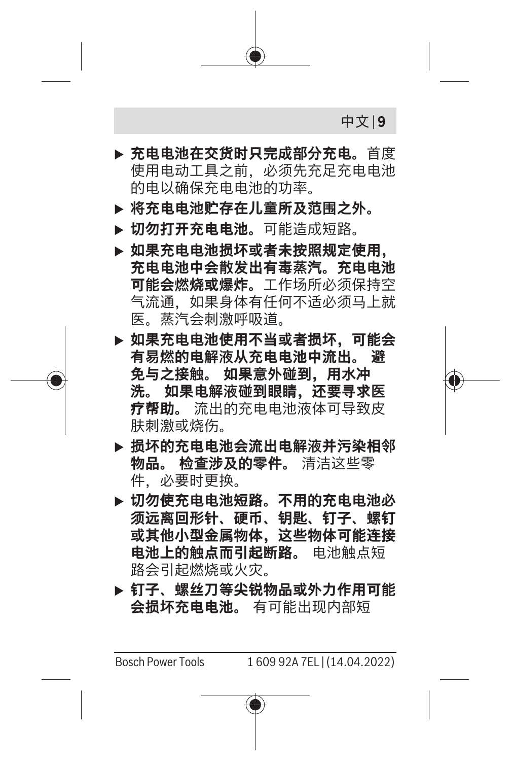- **充电电池在交货时只完成部分充电。**首度使用电动工具之前，必须先充足充电电池的电以确保充电电池的功率。
- **将充电电池贮存在儿童所及范围之外。**
- **切勿打开充电电池。**可能造成短路。
- **如果充电电池损坏或者未按照规定使用，充电电池中会散发出有毒蒸汽。充电电池可能会燃烧或爆炸。**工作场所必须保持空气流通，如果身体有任何不适必须马上就医。蒸汽会刺激呼吸道。
- **如果充电电池使用不当或者损坏，可能会有易燃的电解液从充电电池中流出。 避免与之接触。 如果意外碰到，用水冲洗。 如果电解液碰到眼睛，还要寻求医疗帮助。** 流出的充电电池液体可导致皮肤刺激或烧伤。
- **损坏的充电电池会流出电解液并污染相邻物品。 检查涉及的零件。** 清洁这些零件，必要时更换。
- **切勿使充电电池短路。不用的充电电池必须远离回形针、硬币、钥匙、钉子、螺钉或其他小型金属物体，这些物体可能连接电池上的触点而引起断路。** 电池触点短路会引起燃烧或火灾。
- **钉子、螺丝刀等尖锐物品或外力作用可能会损坏充电电池。** 有可能出现内部短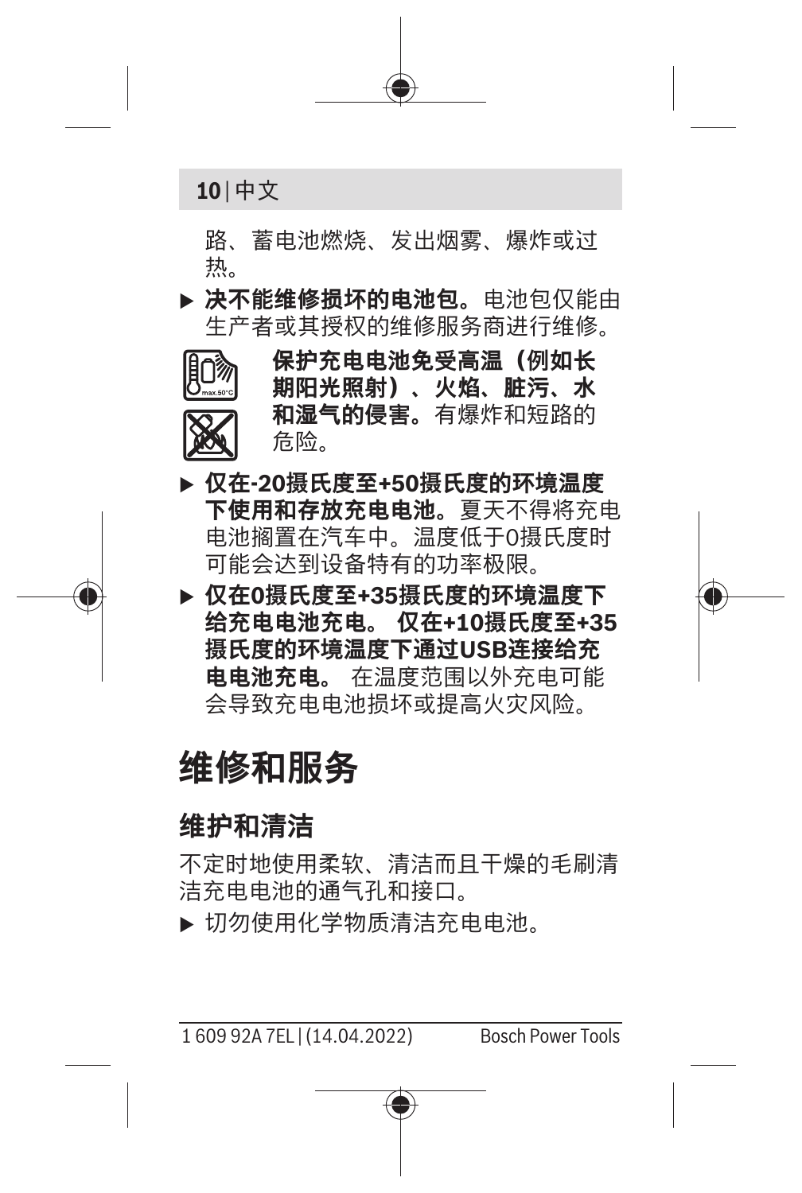路、蓄电池燃烧、发出烟雾、爆炸或过热。

- **决不能维修损坏的电池包。**电池包仅能由生产者或其授权的维修服务商进行维修。

**保护充电电池免受高温（例如长期阳光照射）、火焰、脏污、水和湿气的侵害。**有爆炸和短路的危险。

- **仅在-20摄氏度至+50摄氏度的环境温度下使用和存放充电电池。**夏天不得将充电电池搁置在汽车中。温度低于0摄氏度时可能会达到设备特有的功率极限。
- **仅在0摄氏度至+35摄氏度的环境温度下给充电电池充电。 仅在+10摄氏度至+35摄氏度的环境温度下通过USB连接给充电电池充电。** 在温度范围以外充电可能会导致充电电池损坏或提高火灾风险。

# 维修和服务

## 维护和清洁

不定时地使用柔软、清洁而且干燥的毛刷清洁充电电池的通气孔和接口。

- 切勿使用化学物质清洁充电电池。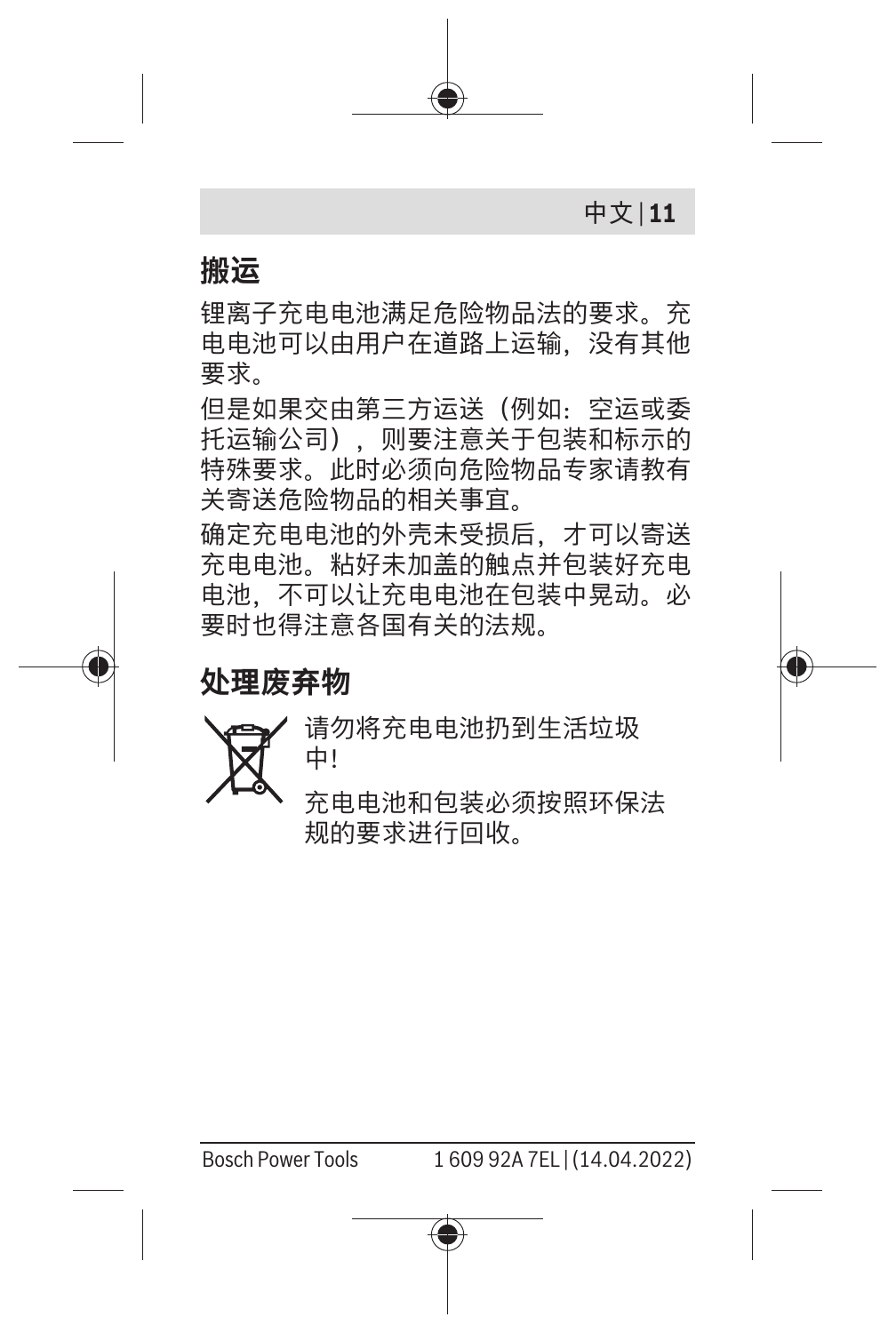## 搬运

锂离子充电电池满足危险物品法的要求。充电电池可以由用户在道路上运输，没有其他要求。

但是如果交由第三方运送（例如：空运或委托运输公司），则要注意关于包装和标示的特殊要求。此时必须向危险物品专家请教有关寄送危险物品的相关事宜。

确定充电电池的外壳未受损后，才可以寄送充电电池。粘好未加盖的触点并包装好充电电池，不可以让充电电池在包装中晃动。必要时也得注意各国有关的法规。

## 处理废弃物

请勿将充电电池扔到生活垃圾中！

充电电池和包装必须按照环保法规的要求进行回收。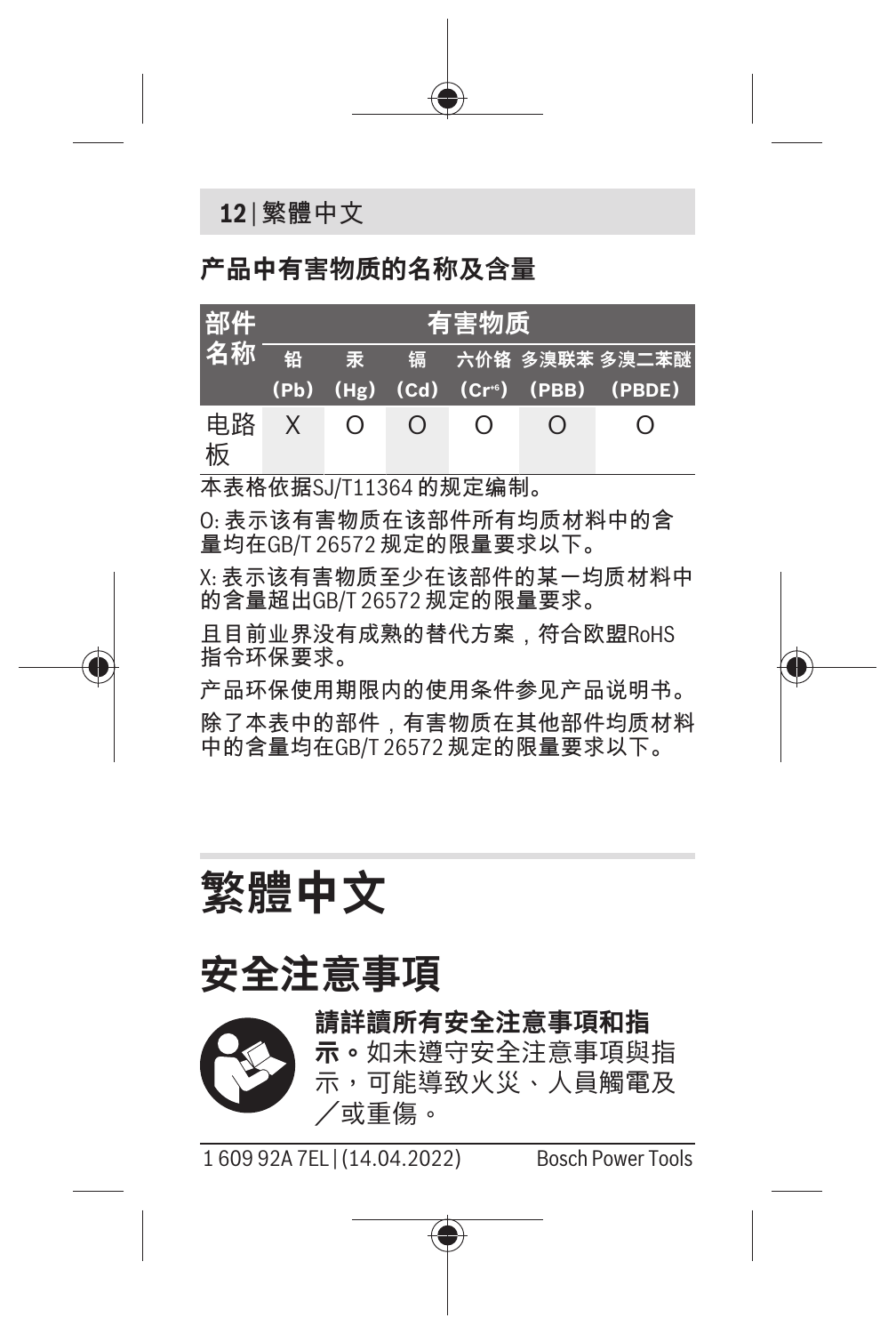**产品中有害物质的名称及含量**

| 部件名称 | 有害物质 | | | | | |
|---|---|---|---|---|---|---|
| | 铅 (Pb) | 汞 (Hg) | 镉 (Cd) | 六价铬 ($Cr^{+6}$) | 多溴联苯 (PBB) | 多溴二苯醚 (PBDE) |
| 电路板 | X | O | O | O | O | O |

本表格依据SJ/T11364 的规定编制。

O: 表示该有害物质在该部件所有均质材料中的含量均在GB/T 26572 规定的限量要求以下。

X: 表示该有害物质至少在该部件的某一均质材料中的含量超出GB/T 26572 规定的限量要求。

且目前业界没有成熟的替代方案，符合欧盟RoHS指令环保要求。

产品环保使用期限内的使用条件参见产品说明书。

除了本表中的部件，有害物质在其他部件均质材料中的含量均在GB/T 26572 规定的限量要求以下。

# 繁體中文

## 安全注意事項

**請詳讀所有安全注意事項和指示。**如未遵守安全注意事項與指示，可能導致火災、人員觸電及／或重傷。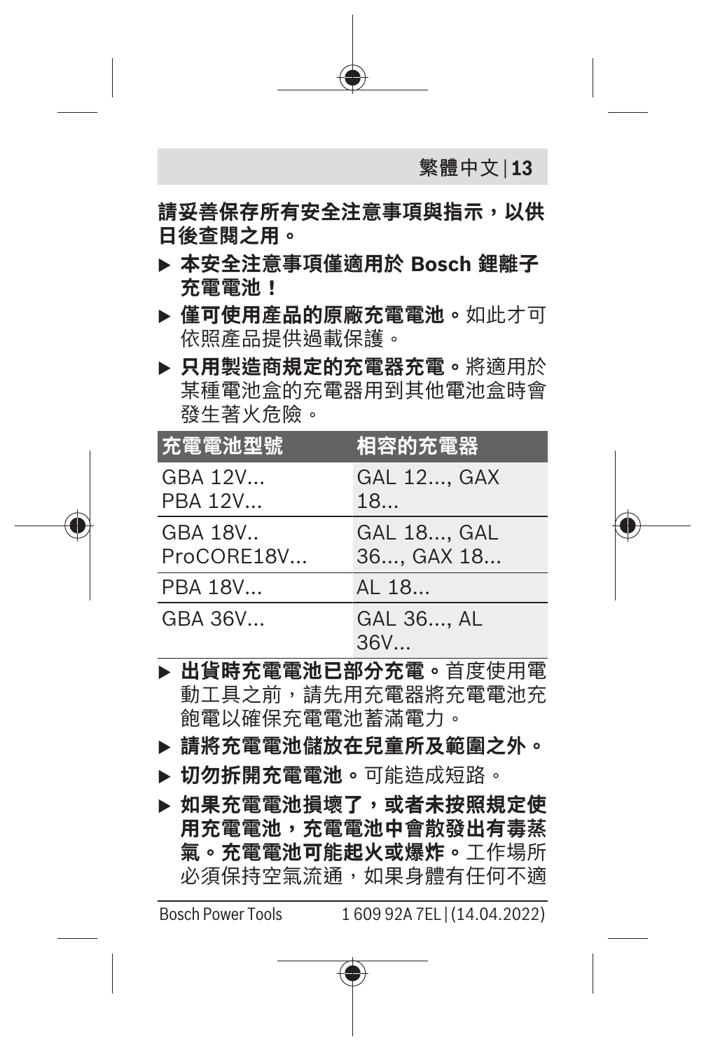**請妥善保存所有安全注意事項與指示，以供日後查閱之用。**

- ▶ **本安全注意事項僅適用於 Bosch 鋰離子充電電池！**
- ▶ **僅可使用產品的原廠充電電池。**如此才可依照產品提供過載保護。
- ▶ **只用製造商規定的充電器充電。**將適用於某種電池盒的充電器用到其他電池盒時會發生著火危險。

| 充電電池型號 | 相容的充電器 |
|---|---|
| GBA 12V...<br>PBA 12V... | GAL 12..., GAX 18... |
| GBA 18V..<br>ProCORE18V... | GAL 18..., GAL 36..., GAX 18... |
| PBA 18V... | AL 18... |
| GBA 36V... | GAL 36..., AL 36V... |

- ▶ **出貨時充電電池已部分充電。**首度使用電動工具之前，請先用充電器將充電電池充飽電以確保充電電池蓄滿電力。
- ▶ **請將充電電池儲放在兒童所及範圍之外。**
- ▶ **切勿拆開充電電池。**可能造成短路。
- ▶ **如果充電電池損壞了，或者未按照規定使用充電電池，充電電池中會散發出有毒蒸氣。充電電池可能起火或爆炸。**工作場所必須保持空氣流通，如果身體有任何不適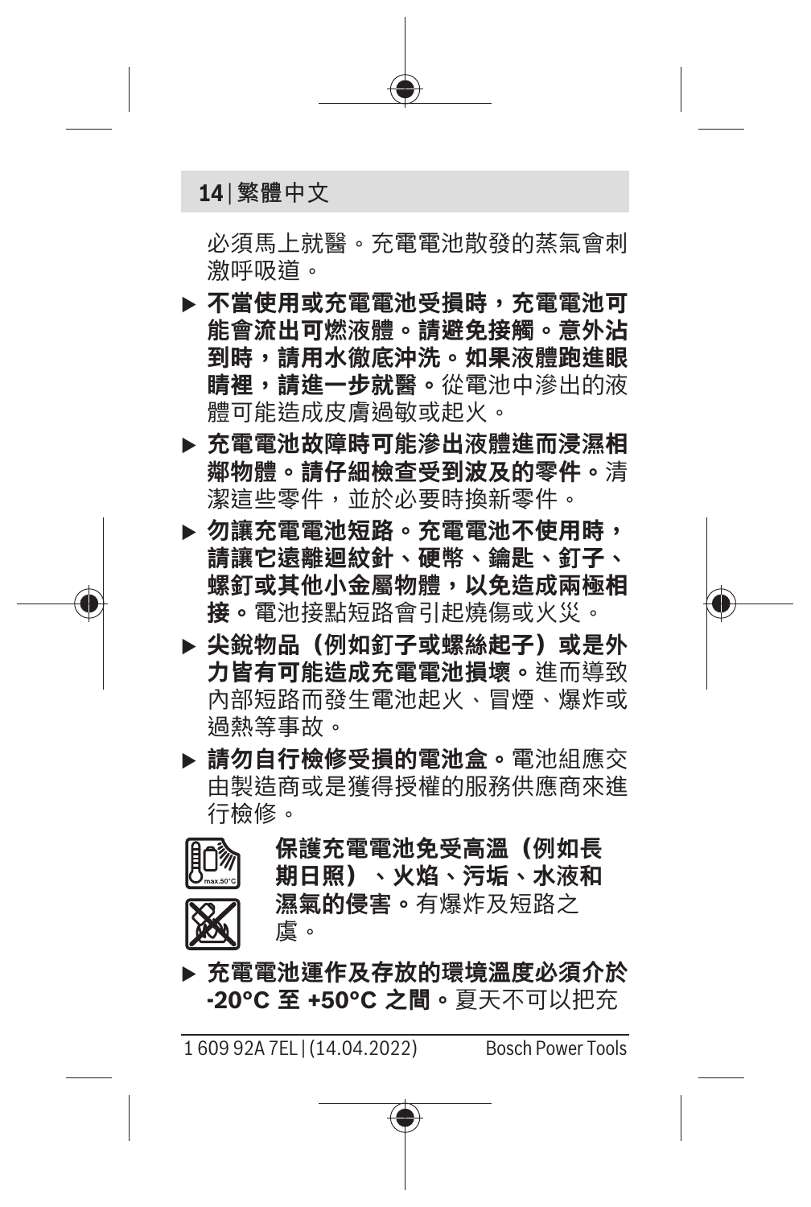必須馬上就醫。充電電池散發的蒸氣會刺激呼吸道。

- **不當使用或充電電池受損時，充電電池可能會流出可燃液體。請避免接觸。意外沾到時，請用水徹底沖洗。如果液體跑進眼睛裡，請進一步就醫。**從電池中滲出的液體可能造成皮膚過敏或起火。
- **充電電池故障時可能滲出液體進而浸濕相鄰物體。請仔細檢查受到波及的零件。**清潔這些零件，並於必要時換新零件。
- **勿讓充電電池短路。充電電池不使用時，請讓它遠離迴紋針、硬幣、鑰匙、釘子、螺釘或其他小金屬物體，以免造成兩極相接。**電池接點短路會引起燒傷或火災。
- **尖銳物品（例如釘子或螺絲起子）或是外力皆有可能造成充電電池損壞。**進而導致內部短路而發生電池起火、冒煙、爆炸或過熱等事故。
- **請勿自行檢修受損的電池盒。**電池組應交由製造商或是獲得授權的服務供應商來進行檢修。

**保護充電電池免受高溫（例如長期日照）、火焰、污垢、水液和濕氣的侵害。**有爆炸及短路之虞。

- **充電電池運作及存放的環境溫度必須介於 -20°C 至 +50°C 之間。**夏天不可以把充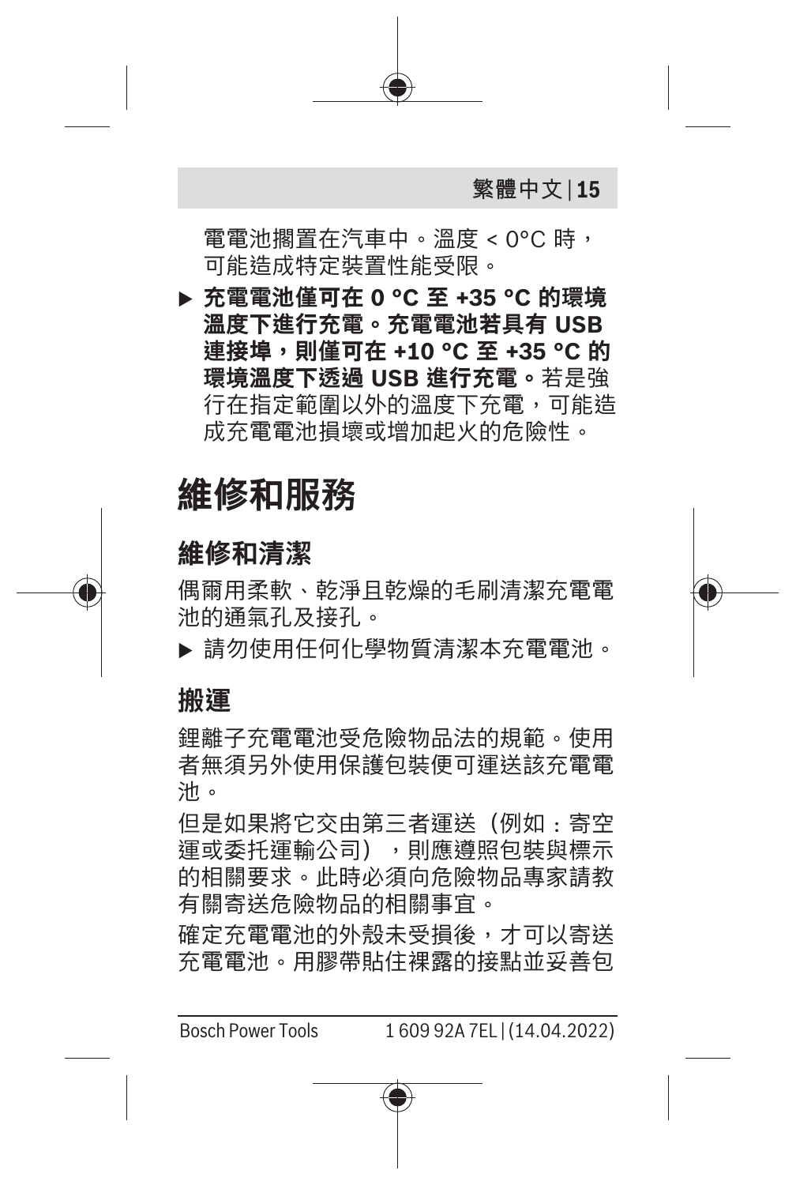電電池擱置在汽車中。溫度 < 0°C 時，可能造成特定裝置性能受限。

- ▶ **充電電池僅可在 0 °C 至 +35 °C 的環境溫度下進行充電。充電電池若具有 USB 連接埠，則僅可在 +10 °C 至 +35 °C 的環境溫度下透過 USB 進行充電。**若是強行在指定範圍以外的溫度下充電，可能造成充電電池損壞或增加起火的危險性。

# 維修和服務

## 維修和清潔

偶爾用柔軟、乾淨且乾燥的毛刷清潔充電電池的通氣孔及接孔。

- ▶ 請勿使用任何化學物質清潔本充電電池。

## 搬運

鋰離子充電電池受危險物品法的規範。使用者無須另外使用保護包裝便可運送該充電電池。

但是如果將它交由第三者運送（例如：寄空運或委托運輸公司），則應遵照包裝與標示的相關要求。此時必須向危險物品專家請教有關寄送危險物品的相關事宜。

確定充電電池的外殼未受損後，才可以寄送充電電池。用膠帶貼住裸露的接點並妥善包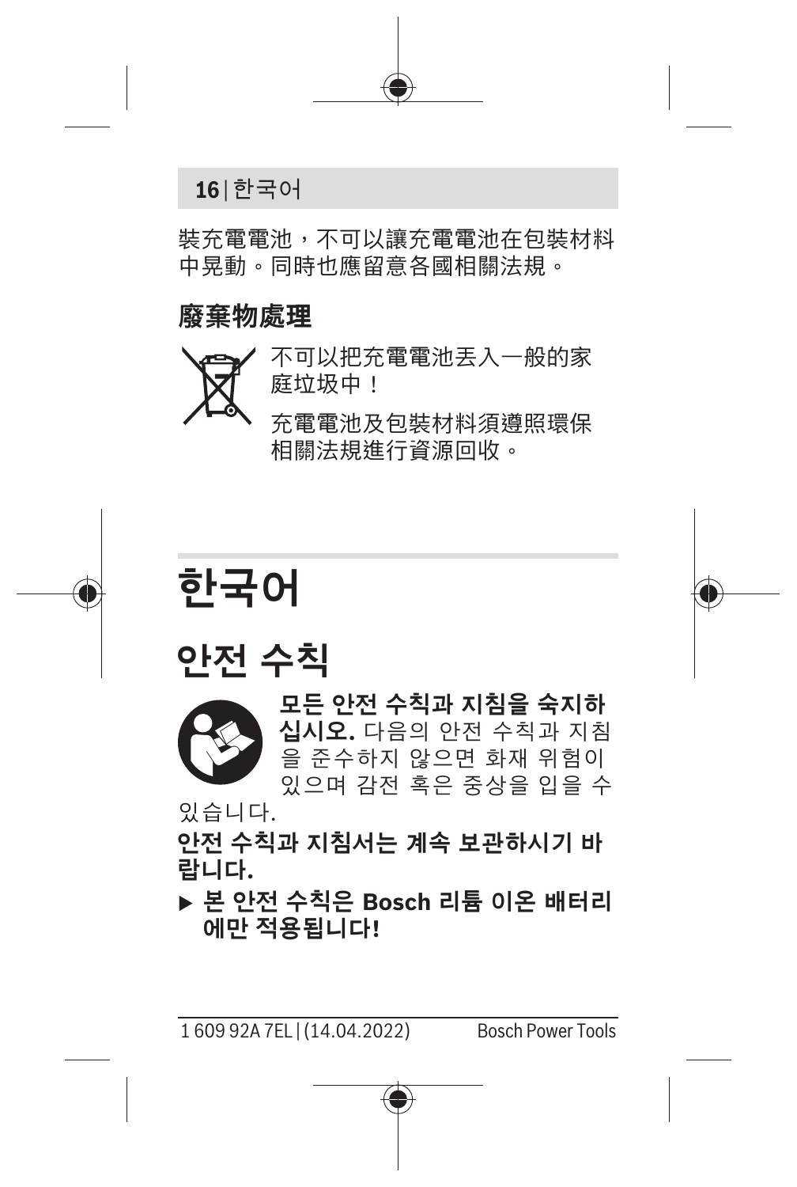裝充電電池，不可以讓充電電池在包裝材料中晃動。同時也應留意各國相關法規。

### 廢棄物處理

不可以把充電電池丟入一般的家庭垃圾中！

充電電池及包裝材料須遵照環保相關法規進行資源回收。

# 한국어

## 안전 수칙

**모든 안전 수칙과 지침을 숙지하십시오.** 다음의 안전 수칙과 지침을 준수하지 않으면 화재 위험이 있으며 감전 혹은 중상을 입을 수 있습니다.

**안전 수칙과 지침서는 계속 보관하시기 바랍니다.**

- **본 안전 수칙은 Bosch 리튬 이온 배터리에만 적용됩니다!**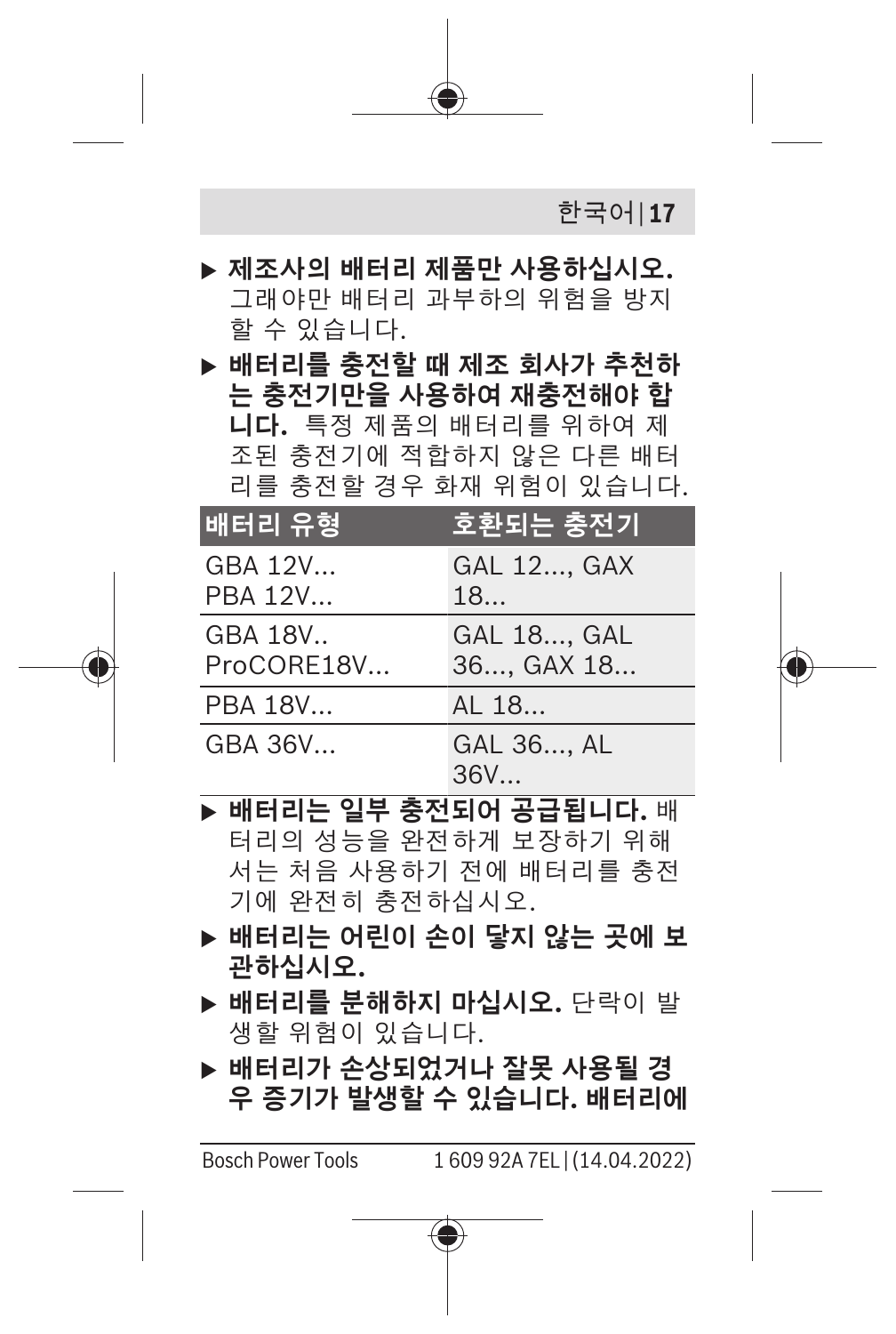- ▶ **제조사의 배터리 제품만 사용하십시오.** 그래야만 배터리 과부하의 위험을 방지할 수 있습니다.
- ▶ **배터리를 충전할 때 제조 회사가 추천하는 충전기만을 사용하여 재충전해야 합니다.** 특정 제품의 배터리를 위하여 제조된 충전기에 적합하지 않은 다른 배터리를 충전할 경우 화재 위험이 있습니다.

| 배터리 유형 | 호환되는 충전기 |
|---|---|
| GBA 12V...<br>PBA 12V... | GAL 12..., GAX 18... |
| GBA 18V..<br>ProCORE18V... | GAL 18..., GAL 36..., GAX 18... |
| PBA 18V... | AL 18... |
| GBA 36V... | GAL 36..., AL 36V... |

- ▶ **배터리는 일부 충전되어 공급됩니다.** 배터리의 성능을 완전하게 보장하기 위해서는 처음 사용하기 전에 배터리를 충전기에 완전히 충전하십시오.
- ▶ **배터리는 어린이 손이 닿지 않는 곳에 보관하십시오.**
- ▶ **배터리를 분해하지 마십시오.** 단락이 발생할 위험이 있습니다.
- ▶ **배터리가 손상되었거나 잘못 사용될 경우 증기가 발생할 수 있습니다. 배터리에**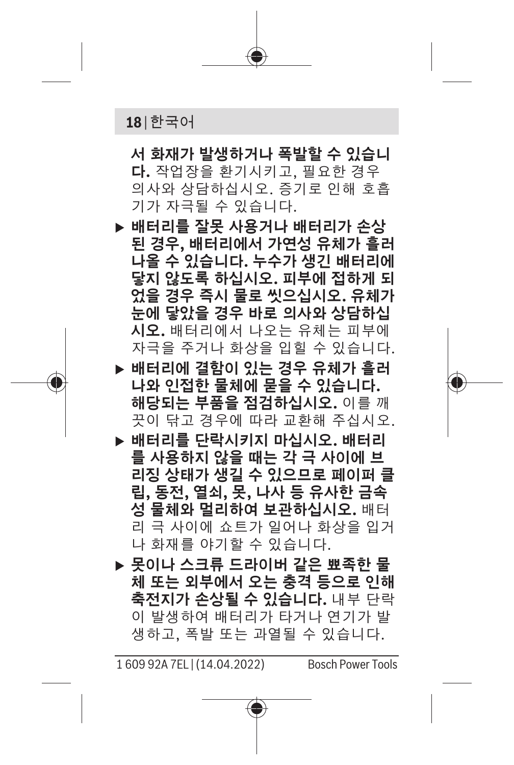**서 화재가 발생하거나 폭발할 수 있습니다.** 작업장을 환기시키고, 필요한 경우 의사와 상담하십시오. 증기로 인해 호흡기가 자극될 수 있습니다.

- **배터리를 잘못 사용거나 배터리가 손상된 경우, 배터리에서 가연성 유체가 흘러나올 수 있습니다. 누수가 생긴 배터리에 닿지 않도록 하십시오. 피부에 접하게 되었을 경우 즉시 물로 씻으십시오. 유체가 눈에 닿았을 경우 바로 의사와 상담하십시오.** 배터리에서 나오는 유체는 피부에 자극을 주거나 화상을 입힐 수 있습니다.
- **배터리에 결함이 있는 경우 유체가 흘러나와 인접한 물체에 묻을 수 있습니다. 해당되는 부품을 점검하십시오.** 이를 깨끗이 닦고 경우에 따라 교환해 주십시오.
- **배터리를 단락시키지 마십시오. 배터리를 사용하지 않을 때는 각 극 사이에 브리징 상태가 생길 수 있으므로 페이퍼 클립, 동전, 열쇠, 못, 나사 등 유사한 금속성 물체와 멀리하여 보관하십시오.** 배터리 극 사이에 쇼트가 일어나 화상을 입거나 화재를 야기할 수 있습니다.
- **못이나 스크류 드라이버 같은 뾰족한 물체 또는 외부에서 오는 충격 등으로 인해 축전지가 손상될 수 있습니다.** 내부 단락이 발생하여 배터리가 타거나 연기가 발생하고, 폭발 또는 과열될 수 있습니다.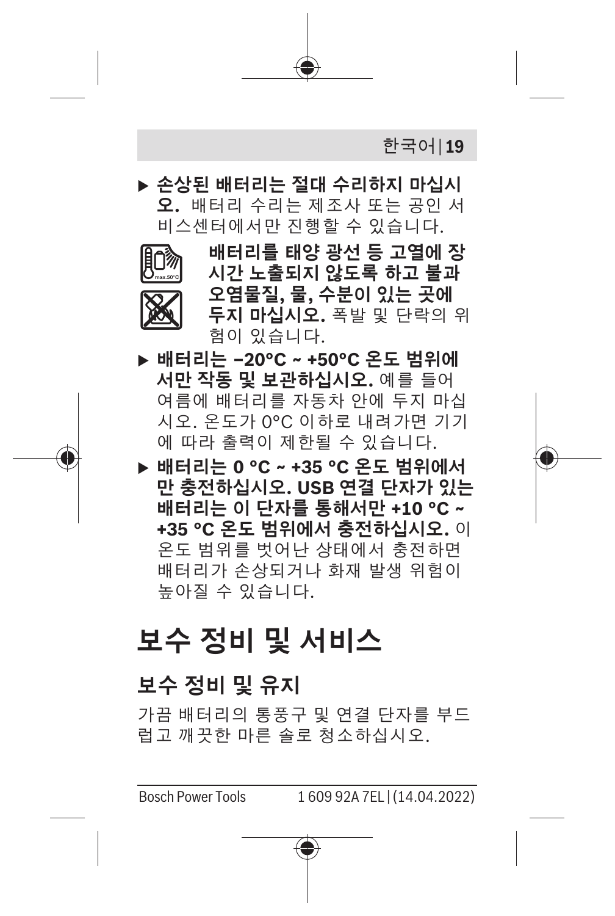- **손상된 배터리는 절대 수리하지 마십시오.** 배터리 수리는 제조사 또는 공인 서비스센터에서만 진행할 수 있습니다.

**배터리를 태양 광선 등 고열에 장시간 노출되지 않도록 하고 불과 오염물질, 물, 수분이 있는 곳에 두지 마십시오.** 폭발 및 단락의 위험이 있습니다.

- **배터리는 –20°C ~ +50°C 온도 범위에서만 작동 및 보관하십시오.** 예를 들어 여름에 배터리를 자동차 안에 두지 마십시오. 온도가 0°C 이하로 내려가면 기기에 따라 출력이 제한될 수 있습니다.
- **배터리는 0 °C ~ +35 °C 온도 범위에서만 충전하십시오. USB 연결 단자가 있는 배터리는 이 단자를 통해서만 +10 °C ~ +35 °C 온도 범위에서 충전하십시오.** 이 온도 범위를 벗어난 상태에서 충전하면 배터리가 손상되거나 화재 발생 위험이 높아질 수 있습니다.

# 보수 정비 및 서비스

## 보수 정비 및 유지

가끔 배터리의 통풍구 및 연결 단자를 부드럽고 깨끗한 마른 솔로 청소하십시오.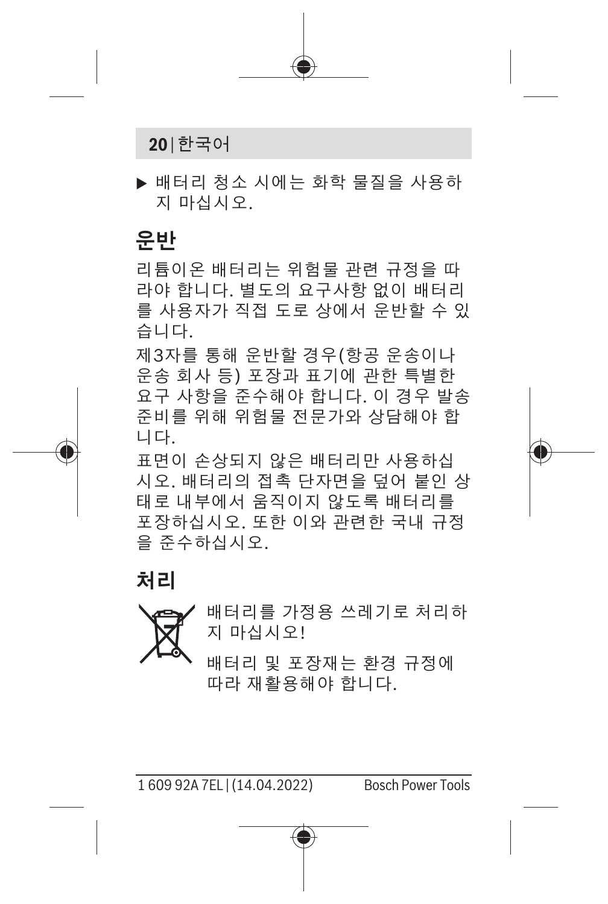- ▶ 배터리 청소 시에는 화학 물질을 사용하지 마십시오.

## 운반

리튬이온 배터리는 위험물 관련 규정을 따라야 합니다. 별도의 요구사항 없이 배터리를 사용자가 직접 도로 상에서 운반할 수 있습니다.

제3자를 통해 운반할 경우(항공 운송이나 운송 회사 등) 포장과 표기에 관한 특별한 요구 사항을 준수해야 합니다. 이 경우 발송 준비를 위해 위험물 전문가와 상담해야 합니다.

표면이 손상되지 않은 배터리만 사용하십시오. 배터리의 접촉 단자면을 덮어 붙인 상태로 내부에서 움직이지 않도록 배터리를 포장하십시오. 또한 이와 관련한 국내 규정을 준수하십시오.

## 처리

배터리를 가정용 쓰레기로 처리하지 마십시오!

배터리 및 포장재는 환경 규정에 따라 재활용해야 합니다.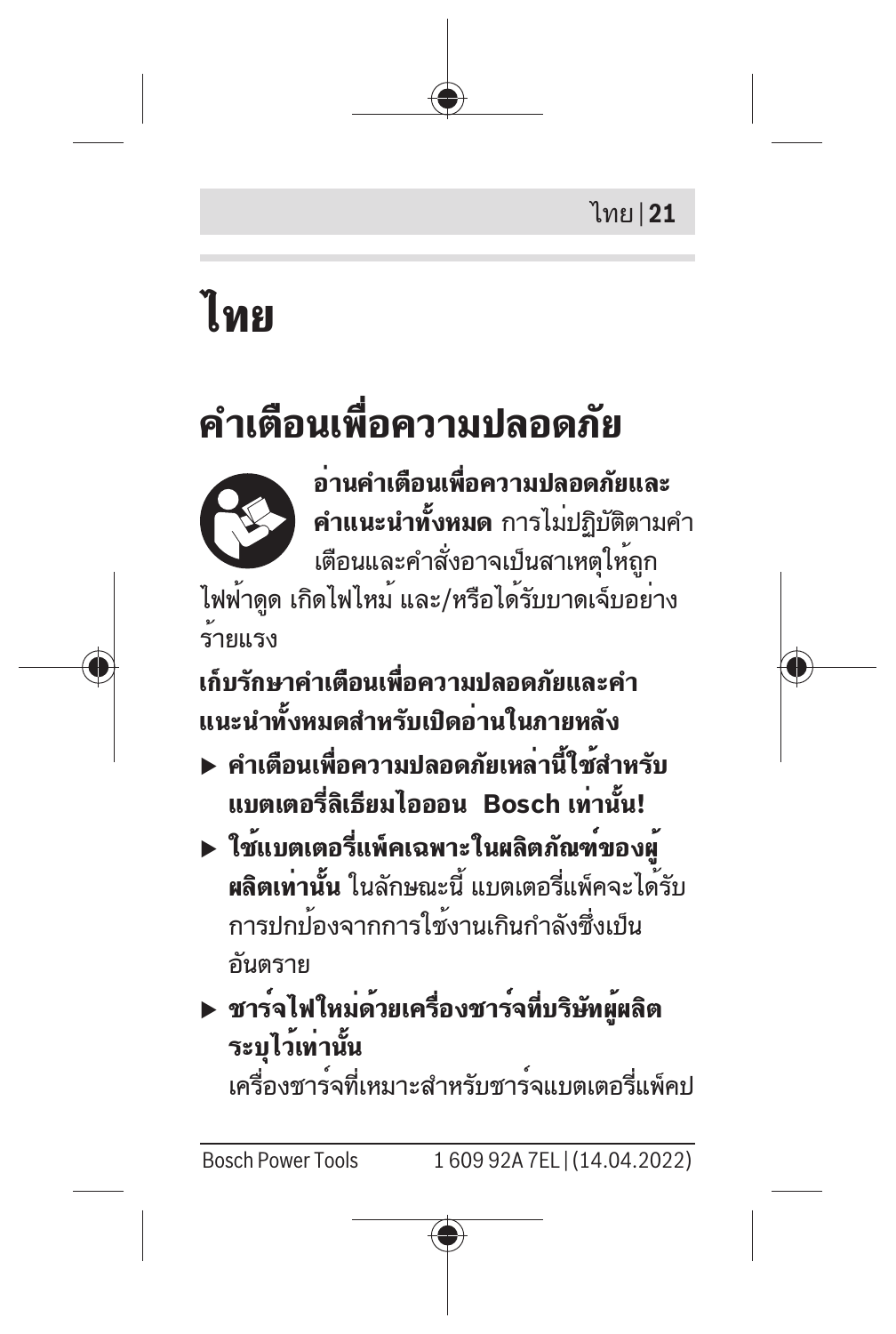# ไทย

## คำเตือนเพื่อความปลอดภัย

**อ่านคำเตือนเพื่อความปลอดภัยและคำแนะนำทั้งหมด** การไม่ปฏิบัติตามคำเตือนและคำสั่งอาจเป็นสาเหตุให้ถูกไฟฟ้าดูด เกิดไฟไหม้ และ/หรือได้รับบาดเจ็บอย่างร้ายแรง

**เก็บรักษาคำเตือนเพื่อความปลอดภัยและคำแนะนำทั้งหมดสำหรับเปิดอ่านในภายหลัง**

- **คำเตือนเพื่อความปลอดภัยเหล่านี้ใช้สำหรับแบตเตอรี่ลิเธียมไอออน Bosch เท่านั้น!**
- **ใช้แบตเตอรี่แพ็คเฉพาะในผลิตภัณฑ์ของผู้ผลิตเท่านั้น** ในลักษณะนี้ แบตเตอรี่แพ็คจะได้รับการปกป้องจากการใช้งานเกินกำลังซึ่งเป็นอันตราย
- **ชาร์จไฟใหม่ด้วยเครื่องชาร์จที่บริษัทผู้ผลิตระบุไว้เท่านั้น**
  เครื่องชาร์จที่เหมาะสำหรับชาร์จแบตเตอรี่แพ็คป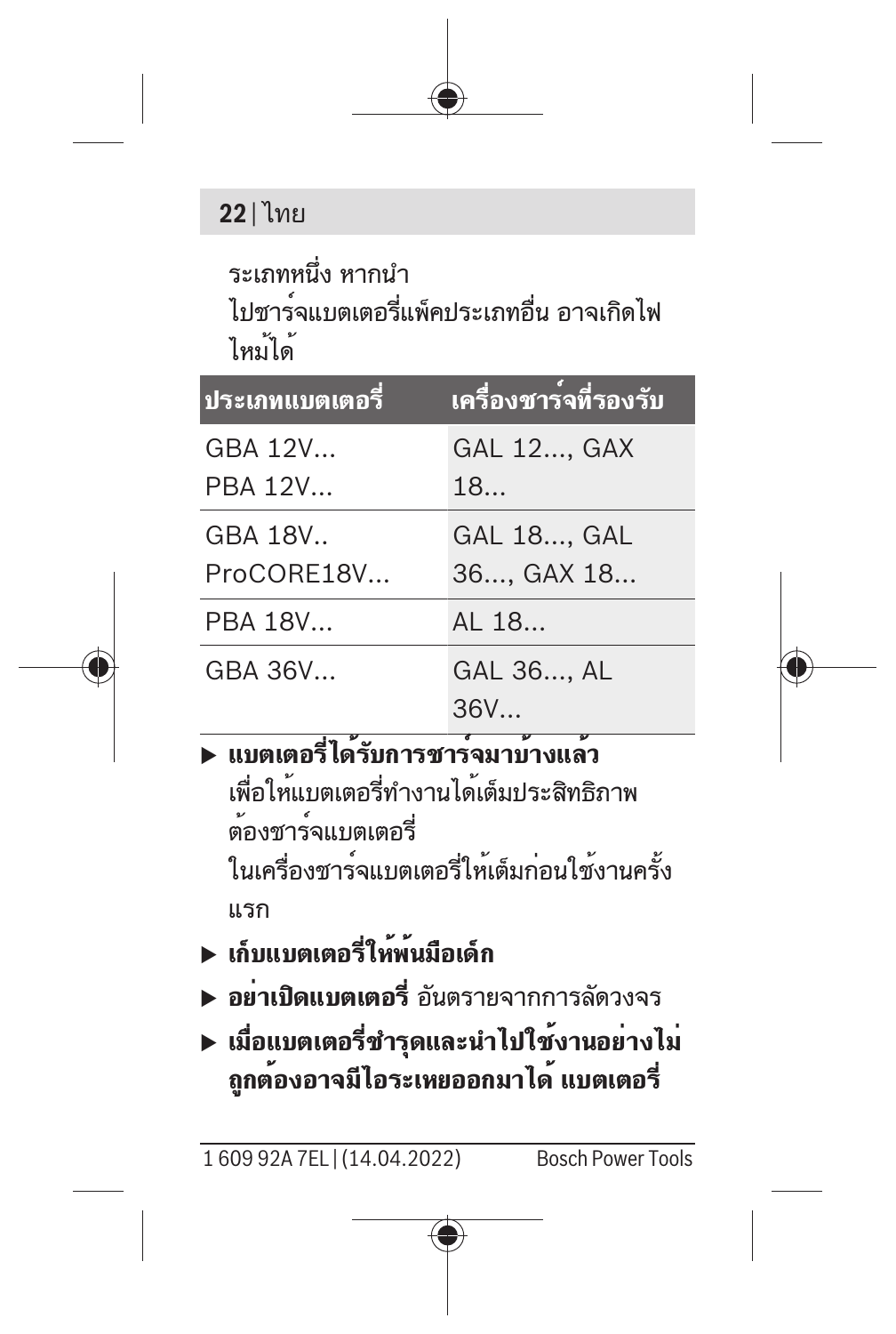ระเภทหนึ่ง หากนำ
ไปชาร์จแบตเตอรี่แพ็คประเภทอื่น อาจเกิดไฟไหม้ได้

| ประเภทแบตเตอรี่ | เครื่องชาร์จที่รองรับ |
|---|---|
| GBA 12V...<br>PBA 12V... | GAL 12..., GAX 18... |
| GBA 18V..<br>ProCORE18V... | GAL 18..., GAL 36..., GAX 18... |
| PBA 18V... | AL 18... |
| GBA 36V... | GAL 36..., AL 36V... |

- ▶ **แบตเตอรี่ได้รับการชาร์จมาบ้างแล้ว** เพื่อให้แบตเตอรี่ทำงานได้เต็มประสิทธิภาพ ต้องชาร์จแบตเตอรี่ในเครื่องชาร์จแบตเตอรี่ให้เต็มก่อนใช้งานครั้งแรก
- ▶ **เก็บแบตเตอรี่ให้พ้นมือเด็ก**
- ▶ **อย่าเปิดแบตเตอรี่** อันตรายจากการลัดวงจร
- ▶ **เมื่อแบตเตอรี่ชำรุดและนำไปใช้งานอย่างไม่ถูกต้องอาจมีไอระเหยออกมาได้ แบตเตอรี่**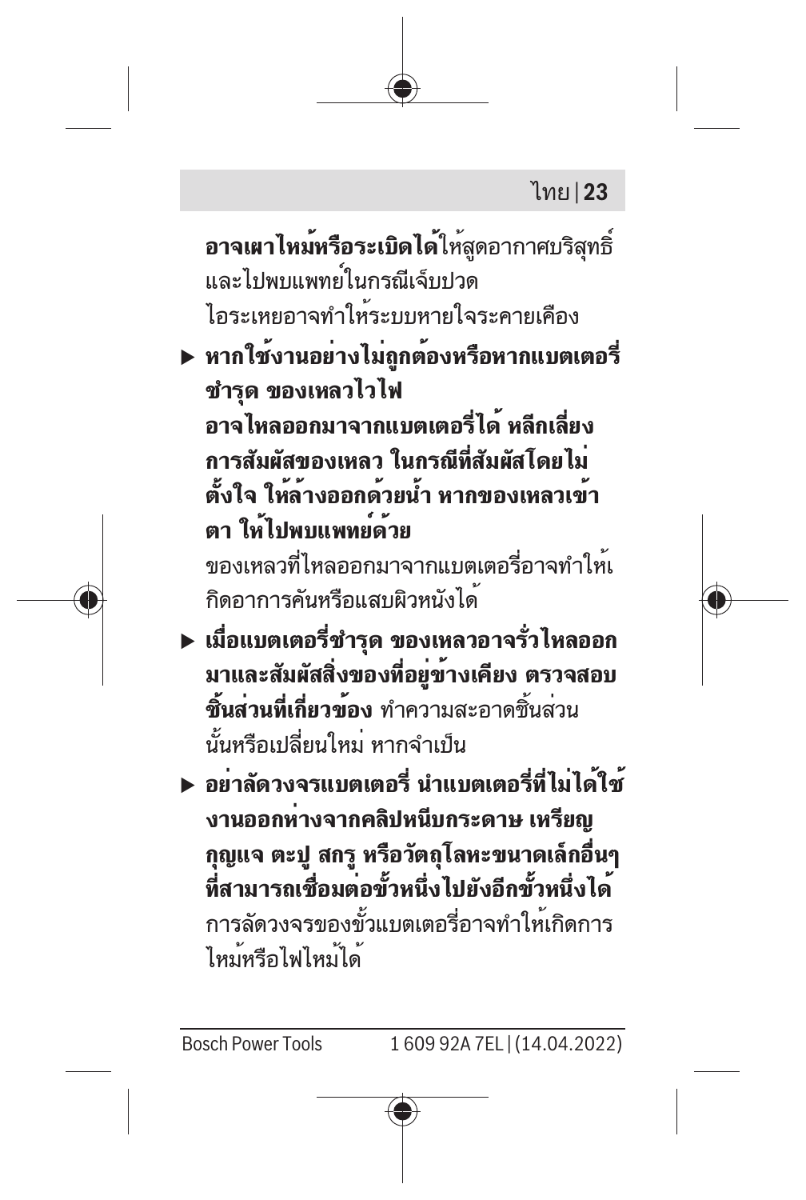**อาจเผาไหม้หรือระเบิดได้**ให้สูดอากาศบริสุทธิ์และไปพบแพทย์ในกรณีเจ็บปวด ไอระเหยอาจทำให้ระบบหายใจระคายเคือง

- ▶ **หากใช้งานอย่างไม่ถูกต้องหรือหากแบตเตอรี่ชำรุด ของเหลวไวไฟอาจไหลออกมาจากแบตเตอรี่ได้ หลีกเลี่ยงการสัมผัสของเหลว ในกรณีที่สัมผัสโดยไม่ตั้งใจ ให้ล้างออกด้วยน้ำ หากของเหลวเข้าตา ให้ไปพบแพทย์ด้วย** ของเหลวที่ไหลออกมาจากแบตเตอรี่อาจทำให้เกิดอาการคันหรือแสบผิวหนังได้
- ▶ **เมื่อแบตเตอรี่ชำรุด ของเหลวอาจรั่วไหลออกมาและสัมผัสสิ่งของที่อยู่ข้างเคียง ตรวจสอบชิ้นส่วนที่เกี่ยวข้อง** ทำความสะอาดชิ้นส่วนนั้นหรือเปลี่ยนใหม่ หากจำเป็น
- ▶ **อย่าลัดวงจรแบตเตอรี่ นำแบตเตอรี่ที่ไม่ได้ใช้งานออกห่างจากคลิปหนีบกระดาษ เหรียญ กุญแจ ตะปู สกรู หรือวัตถุโลหะขนาดเล็กอื่นๆ ที่สามารถเชื่อมต่อขั้วหนึ่งไปยังอีกขั้วหนึ่งได้** การลัดวงจรของขั้วแบตเตอรี่อาจทำให้เกิดการไหม้หรือไฟไหม้ได้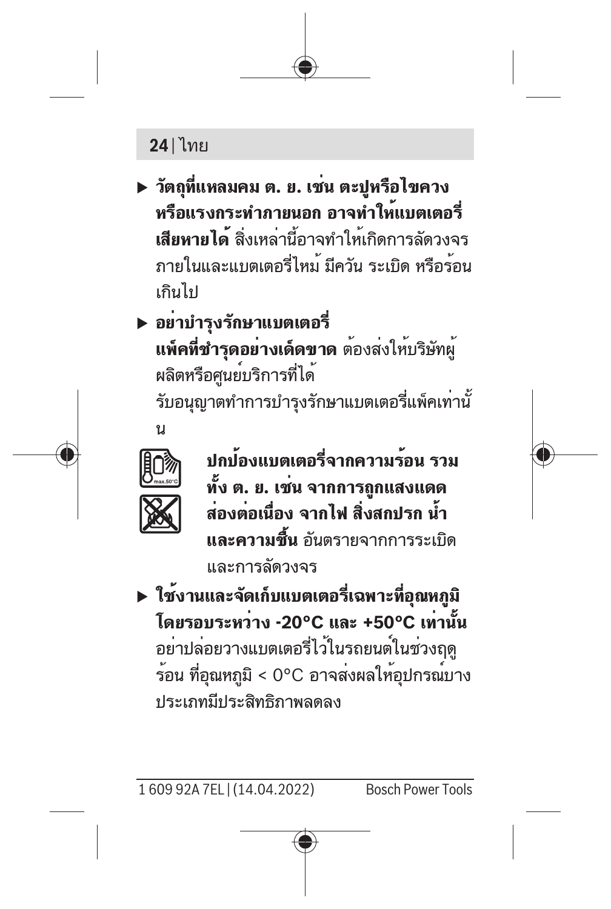- ▶ **วัตถุที่แหลมคม ต. ย. เช่น ตะปูหรือไขควง หรือแรงกระทำภายนอก อาจทำให้แบตเตอรี่เสียหายได้** สิ่งเหล่านี้อาจทำให้เกิดการลัดวงจรภายในและแบตเตอรี่ไหม้ มีควัน ระเบิด หรือร้อนเกินไป
- ▶ **อย่าบำรุงรักษาแบตเตอรี่แพ็คที่ชำรุดอย่างเด็ดขาด** ต้องส่งให้บริษัทผู้ผลิตหรือศูนย์บริการที่ได้รับอนุญาตทำการบำรุงรักษาแบตเตอรี่แพ็คเท่านั้น

**ปกป้องแบตเตอรี่จากความร้อน รวมทั้ง ต. ย. เช่น จากการถูกแสงแดดส่องต่อเนื่อง จากไฟ สิ่งสกปรก น้ำ และความชื้น** อันตรายจากการระเบิดและการลัดวงจร

- ▶ **ใช้งานและจัดเก็บแบตเตอรี่เฉพาะที่อุณหภูมิโดยรอบระหว่าง -20°C และ +50°C เท่านั้น** อย่าปล่อยวางแบตเตอรี่ไว้ในรถยนต์ในช่วงฤดูร้อน ที่อุณหภูมิ < 0°C อาจส่งผลให้อุปกรณ์บางประเภทมีประสิทธิภาพลดลง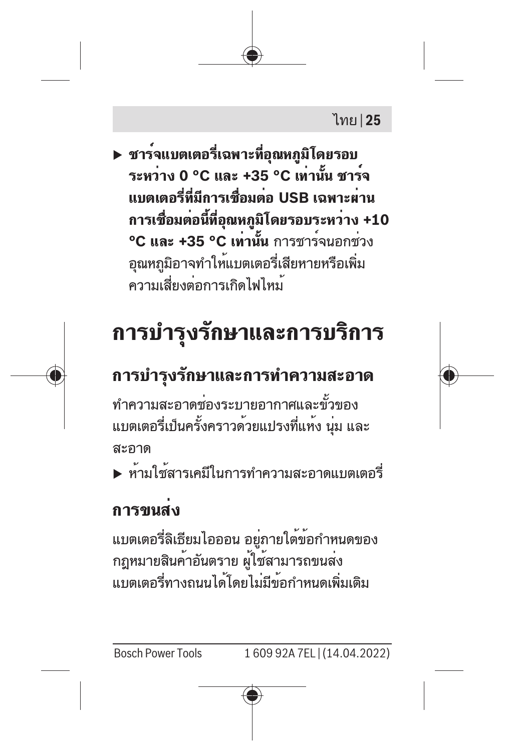- **ชาร์จแบตเตอรี่เฉพาะที่อุณหภูมิโดยรอบระหว่าง 0 °C และ +35 °C เท่านั้น ชาร์จแบตเตอรี่ที่มีการเชื่อมต่อ USB เฉพาะผ่านการเชื่อมต่อนี้ที่อุณหภูมิโดยรอบระหว่าง +10 °C และ +35 °C เท่านั้น** การชาร์จนอกช่วงอุณหภูมิอาจทำให้แบตเตอรี่เสียหายหรือเพิ่มความเสี่ยงต่อการเกิดไฟไหม้

# การบำรุงรักษาและการบริการ

## การบำรุงรักษาและการทำความสะอาด

ทำความสะอาดช่องระบายอากาศและขั้วของแบตเตอรี่เป็นครั้งคราวด้วยแปรงที่แห้ง นุ่ม และสะอาด

- ห้ามใช้สารเคมีในการทำความสะอาดแบตเตอรี่

## การขนส่ง

แบตเตอรี่ลิเธียมไอออน อยู่ภายใต้ข้อกำหนดของกฎหมายสินค้าอันตราย ผู้ใช้สามารถขนส่งแบตเตอรี่ทางถนนได้โดยไม่มีข้อกำหนดเพิ่มเติม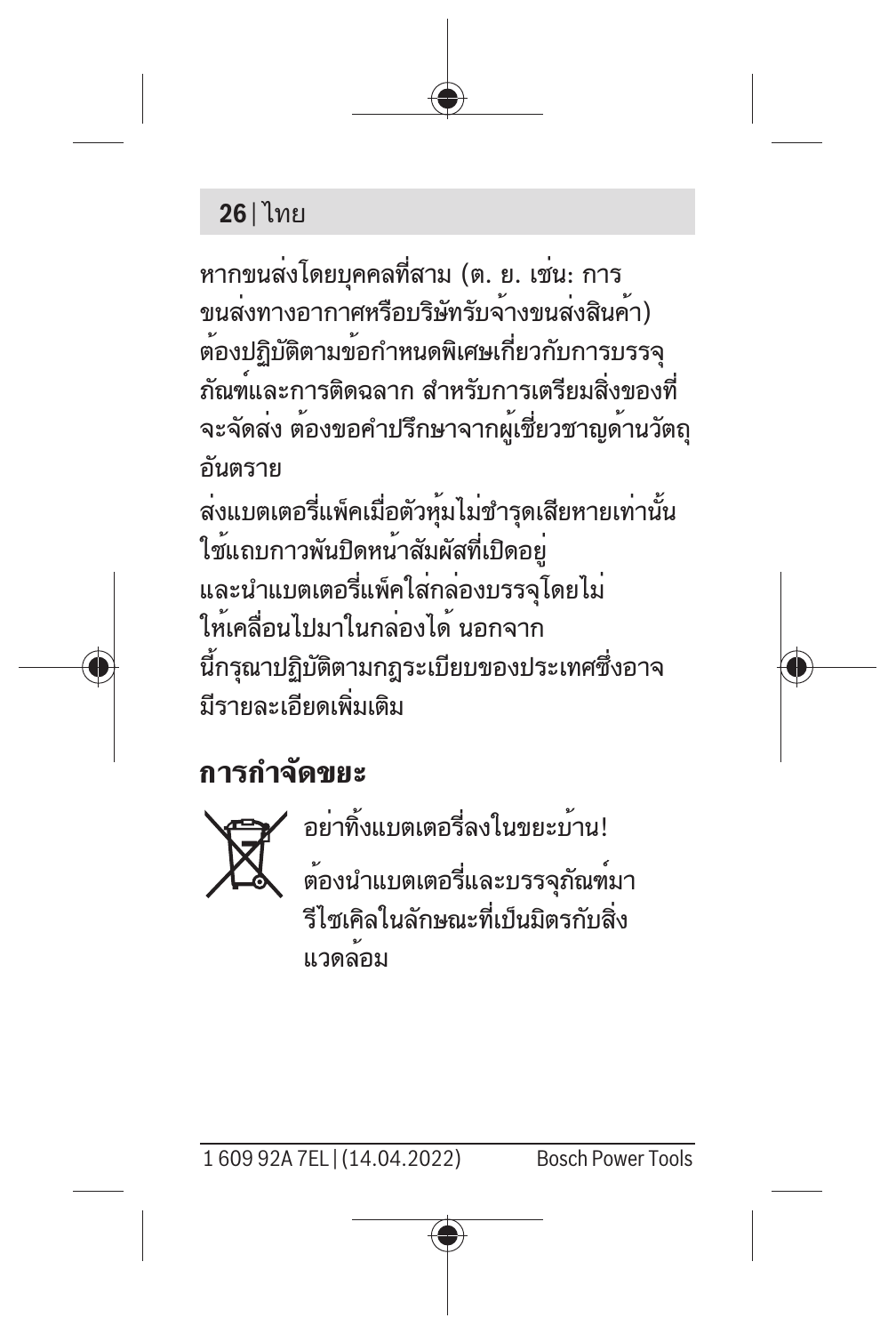หากขนส่งโดยบุคคลที่สาม (ต. ย. เช่น: การขนส่งทางอากาศหรือบริษัทรับจ้างขนส่งสินค้า) ต้องปฏิบัติตามข้อกำหนดพิเศษเกี่ยวกับการบรรจุภัณฑ์และการติดฉลาก สำหรับการเตรียมสิ่งของที่จะจัดส่ง ต้องขอคำปรึกษาจากผู้เชี่ยวชาญด้านวัตถุอันตราย

ส่งแบตเตอรี่แพ็คเมื่อตัวหุ้มไม่ชำรุดเสียหายเท่านั้น ใช้แถบกาวพันปิดหน้าสัมผัสที่เปิดอยู่ และนำแบตเตอรี่แพ็คใส่กล่องบรรจุโดยไม่ให้เคลื่อนไปมาในกล่องได้ นอกจากนี้กรุณาปฏิบัติตามกฎระเบียบของประเทศซึ่งอาจมีรายละเอียดเพิ่มเติม

## การกำจัดขยะ

อย่าทิ้งแบตเตอรี่ลงในขยะบ้าน!

ต้องนำแบตเตอรี่และบรรจุภัณฑ์มารีไซเคิลในลักษณะที่เป็นมิตรกับสิ่งแวดล้อม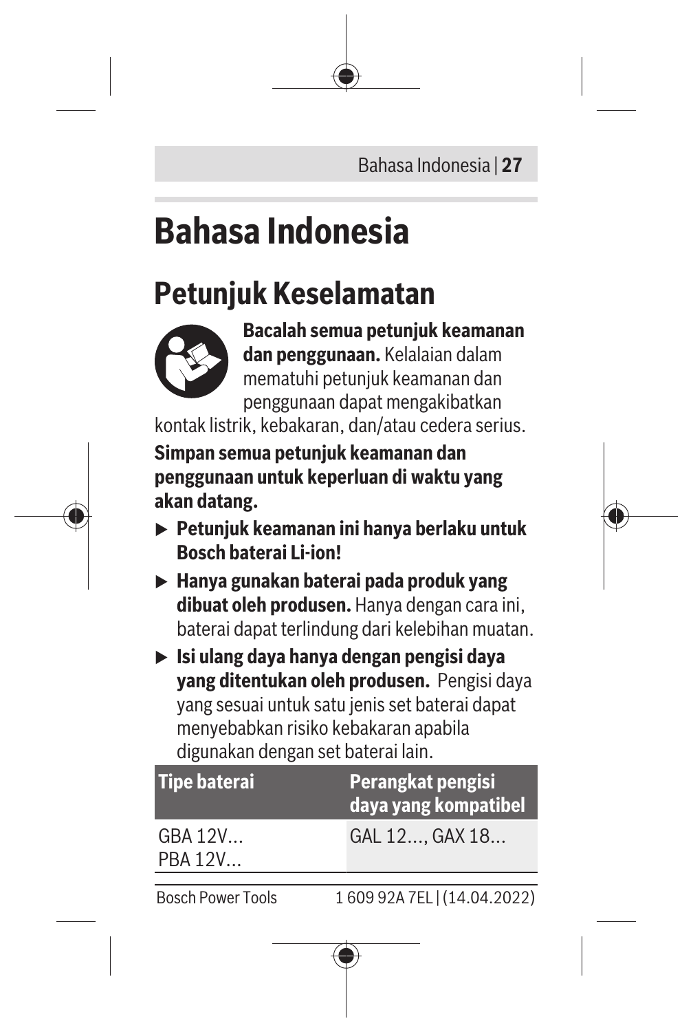# Bahasa Indonesia

## Petunjuk Keselamatan

**Bacalah semua petunjuk keamanan dan penggunaan.** Kelalaian dalam mematuhi petunjuk keamanan dan penggunaan dapat mengakibatkan kontak listrik, kebakaran, dan/atau cedera serius.

**Simpan semua petunjuk keamanan dan penggunaan untuk keperluan di waktu yang akan datang.**

- **Petunjuk keamanan ini hanya berlaku untuk Bosch baterai Li-ion!**
- **Hanya gunakan baterai pada produk yang dibuat oleh produsen.** Hanya dengan cara ini, baterai dapat terlindung dari kelebihan muatan.
- **Isi ulang daya hanya dengan pengisi daya yang ditentukan oleh produsen.** Pengisi daya yang sesuai untuk satu jenis set baterai dapat menyebabkan risiko kebakaran apabila digunakan dengan set baterai lain.

| Tipe baterai | Perangkat pengisi daya yang kompatibel |
| --- | --- |
| GBA 12V...<br>PBA 12V... | GAL 12..., GAX 18... |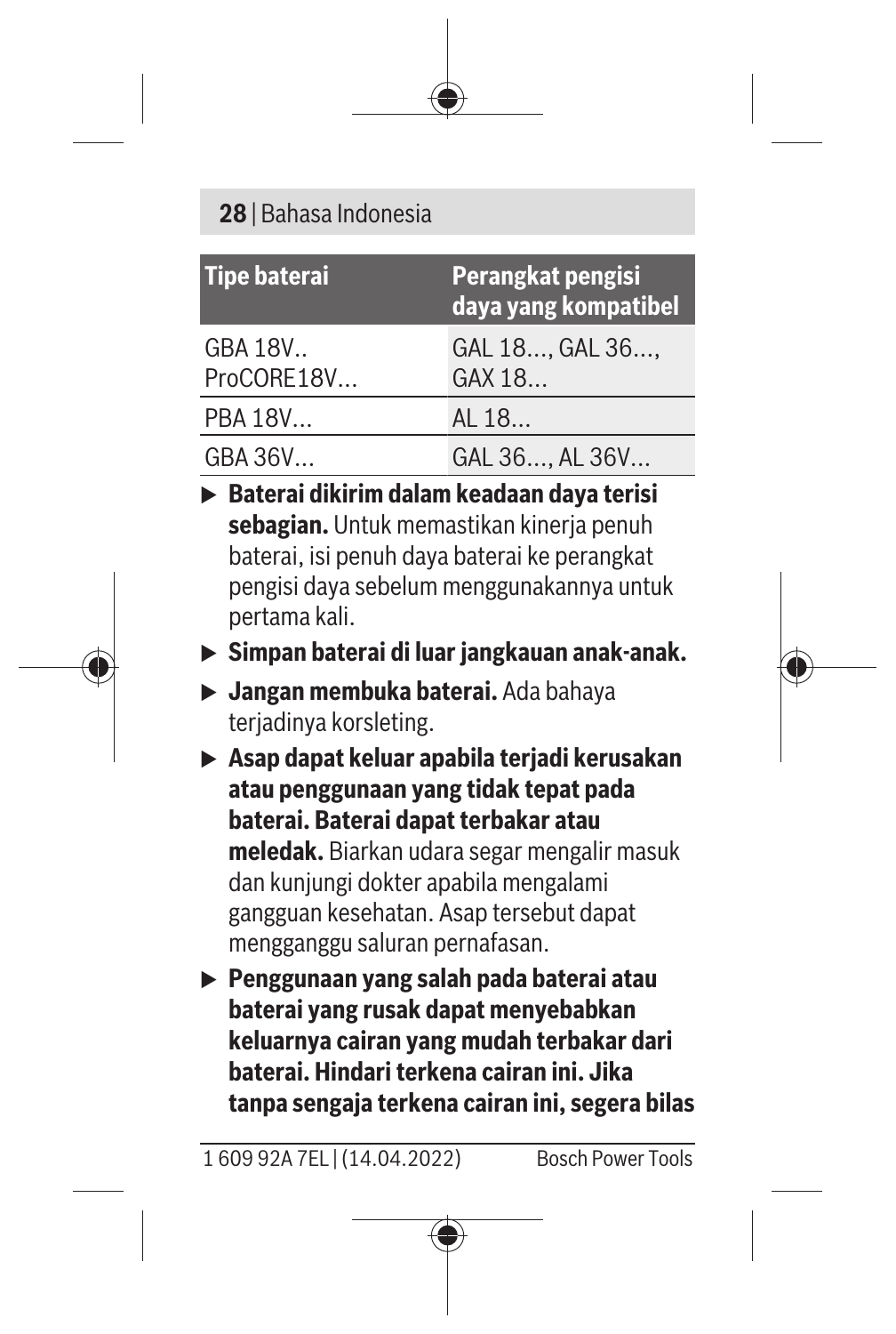| Tipe baterai | Perangkat pengisi daya yang kompatibel |
| --- | --- |
| GBA 18V.. ProCORE18V... | GAL 18..., GAL 36..., GAX 18... |
| PBA 18V... | AL 18... |
| GBA 36V... | GAL 36..., AL 36V... |

- **Baterai dikirim dalam keadaan daya terisi sebagian.** Untuk memastikan kinerja penuh baterai, isi penuh daya baterai ke perangkat pengisi daya sebelum menggunakannya untuk pertama kali.
- **Simpan baterai di luar jangkauan anak-anak.**
- **Jangan membuka baterai.** Ada bahaya terjadinya korsleting.
- **Asap dapat keluar apabila terjadi kerusakan atau penggunaan yang tidak tepat pada baterai. Baterai dapat terbakar atau meledak.** Biarkan udara segar mengalir masuk dan kunjungi dokter apabila mengalami gangguan kesehatan. Asap tersebut dapat mengganggu saluran pernafasan.
- **Penggunaan yang salah pada baterai atau baterai yang rusak dapat menyebabkan keluarnya cairan yang mudah terbakar dari baterai. Hindari terkena cairan ini. Jika tanpa sengaja terkena cairan ini, segera bilas**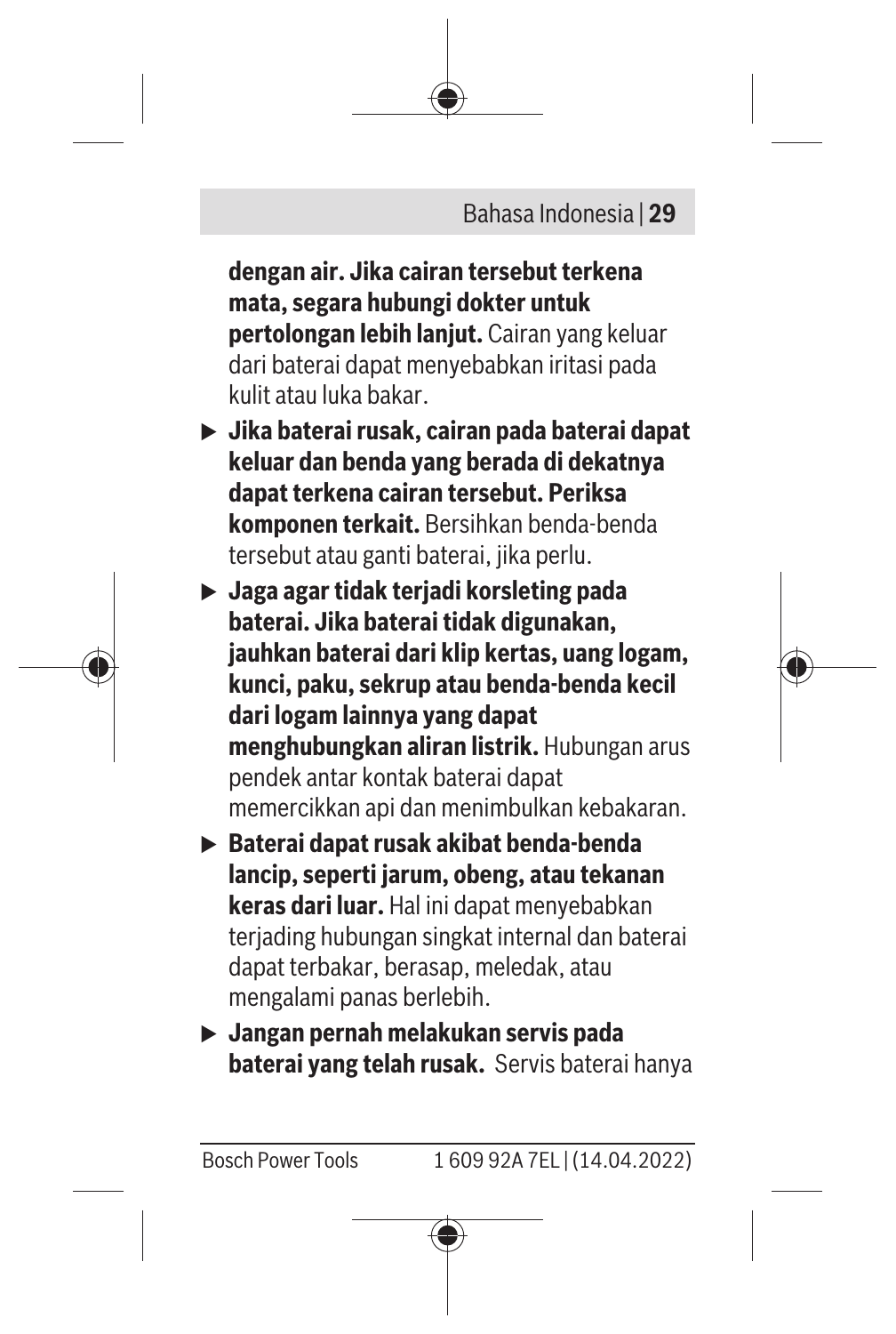**dengan air. Jika cairan tersebut terkena mata, segara hubungi dokter untuk pertolongan lebih lanjut.** Cairan yang keluar dari baterai dapat menyebabkan iritasi pada kulit atau luka bakar.

- **Jika baterai rusak, cairan pada baterai dapat keluar dan benda yang berada di dekatnya dapat terkena cairan tersebut. Periksa komponen terkait.** Bersihkan benda-benda tersebut atau ganti baterai, jika perlu.
- **Jaga agar tidak terjadi korsleting pada baterai. Jika baterai tidak digunakan, jauhkan baterai dari klip kertas, uang logam, kunci, paku, sekrup atau benda-benda kecil dari logam lainnya yang dapat menghubungkan aliran listrik.** Hubungan arus pendek antar kontak baterai dapat memercikkan api dan menimbulkan kebakaran.
- **Baterai dapat rusak akibat benda-benda lancip, seperti jarum, obeng, atau tekanan keras dari luar.** Hal ini dapat menyebabkan terjading hubungan singkat internal dan baterai dapat terbakar, berasap, meledak, atau mengalami panas berlebih.
- **Jangan pernah melakukan servis pada baterai yang telah rusak.** Servis baterai hanya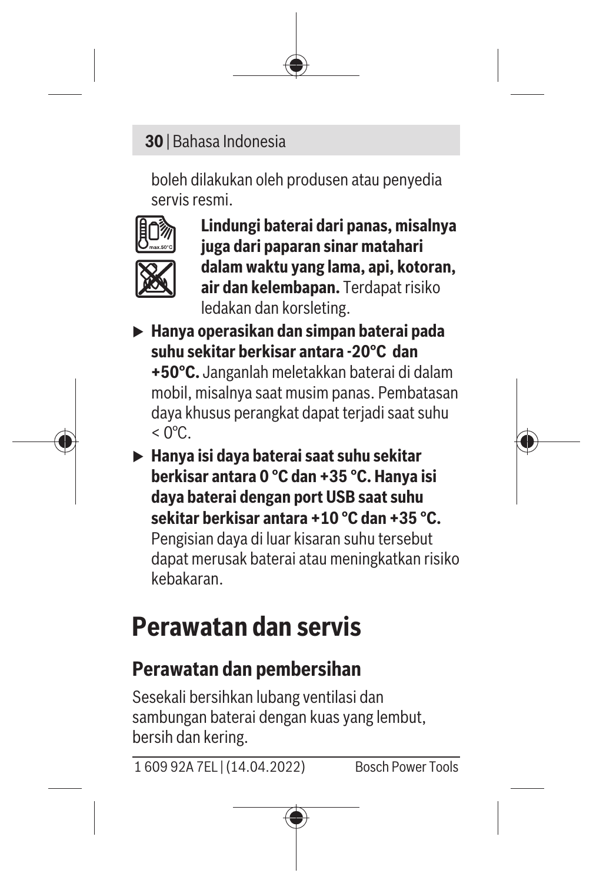boleh dilakukan oleh produsen atau penyedia servis resmi.

**Lindungi baterai dari panas, misalnya juga dari paparan sinar matahari dalam waktu yang lama, api, kotoran, air dan kelembapan.** Terdapat risiko ledakan dan korsleting.

- **Hanya operasikan dan simpan baterai pada suhu sekitar berkisar antara -20°C dan +50°C.** Janganlah meletakkan baterai di dalam mobil, misalnya saat musim panas. Pembatasan daya khusus perangkat dapat terjadi saat suhu < 0℃.
- **Hanya isi daya baterai saat suhu sekitar berkisar antara 0 °C dan +35 °C. Hanya isi daya baterai dengan port USB saat suhu sekitar berkisar antara +10 °C dan +35 °C.** Pengisian daya di luar kisaran suhu tersebut dapat merusak baterai atau meningkatkan risiko kebakaran.

# Perawatan dan servis

## Perawatan dan pembersihan

Sesekali bersihkan lubang ventilasi dan sambungan baterai dengan kuas yang lembut, bersih dan kering.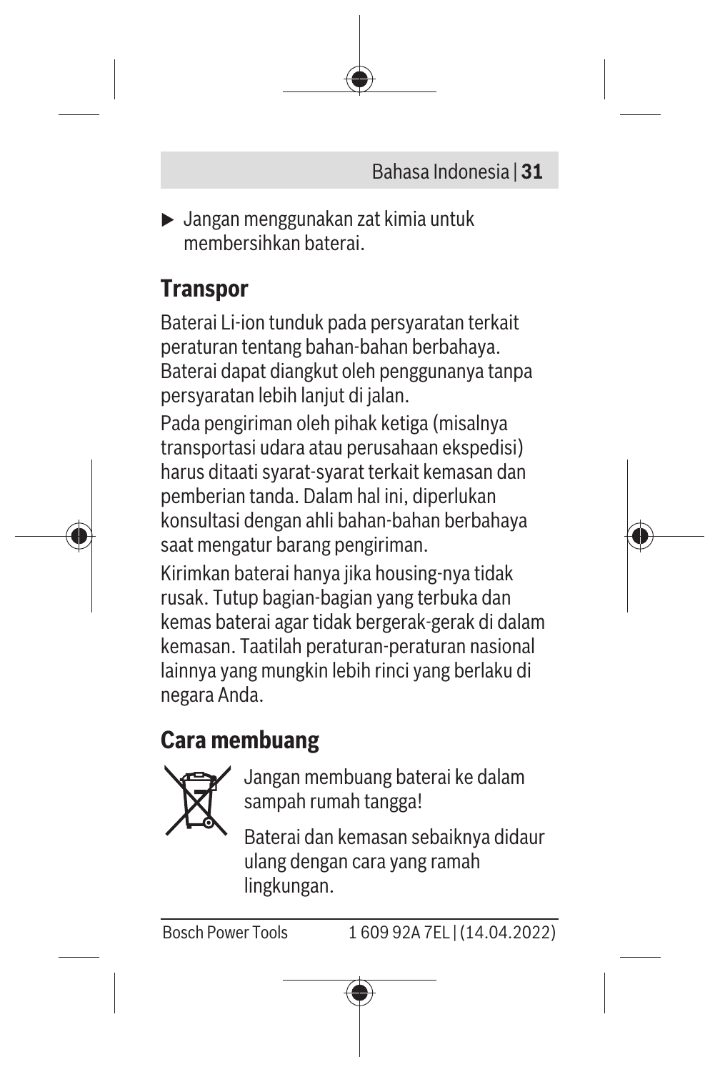- Jangan menggunakan zat kimia untuk membersihkan baterai.

## Transpor

Baterai Li-ion tunduk pada persyaratan terkait peraturan tentang bahan-bahan berbahaya. Baterai dapat diangkut oleh penggunanya tanpa persyaratan lebih lanjut di jalan.

Pada pengiriman oleh pihak ketiga (misalnya transportasi udara atau perusahaan ekspedisi) harus ditaati syarat-syarat terkait kemasan dan pemberian tanda. Dalam hal ini, diperlukan konsultasi dengan ahli bahan-bahan berbahaya saat mengatur barang pengiriman.

Kirimkan baterai hanya jika housing-nya tidak rusak. Tutup bagian-bagian yang terbuka dan kemas baterai agar tidak bergerak-gerak di dalam kemasan. Taatilah peraturan-peraturan nasional lainnya yang mungkin lebih rinci yang berlaku di negara Anda.

## Cara membuang

Jangan membuang baterai ke dalam sampah rumah tangga!

Baterai dan kemasan sebaiknya didaur ulang dengan cara yang ramah lingkungan.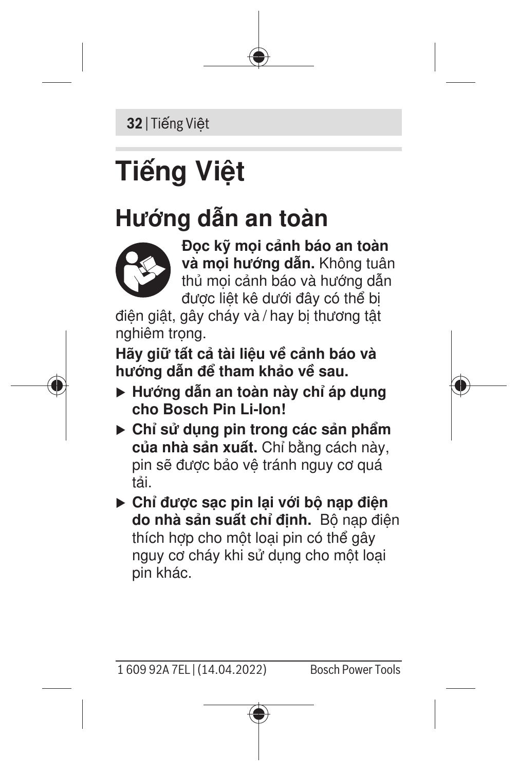# Tiếng Việt

## Hướng dẫn an toàn

**Đọc kỹ mọi cảnh báo an toàn và mọi hướng dẫn.** Không tuân thủ mọi cảnh báo và hướng dẫn được liệt kê dưới đây có thể bị điện giật, gây cháy và / hay bị thương tật nghiêm trọng.

**Hãy giữ tất cả tài liệu về cảnh báo và hướng dẫn để tham khảo về sau.**

- **Hướng dẫn an toàn này chỉ áp dụng cho Bosch Pin Li-Ion!**
- **Chỉ sử dụng pin trong các sản phẩm của nhà sản xuất.** Chỉ bằng cách này, pin sẽ được bảo vệ tránh nguy cơ quá tải.
- **Chỉ được sạc pin lại với bộ nạp điện do nhà sản suất chỉ định.** Bộ nạp điện thích hợp cho một loại pin có thể gây nguy cơ cháy khi sử dụng cho một loại pin khác.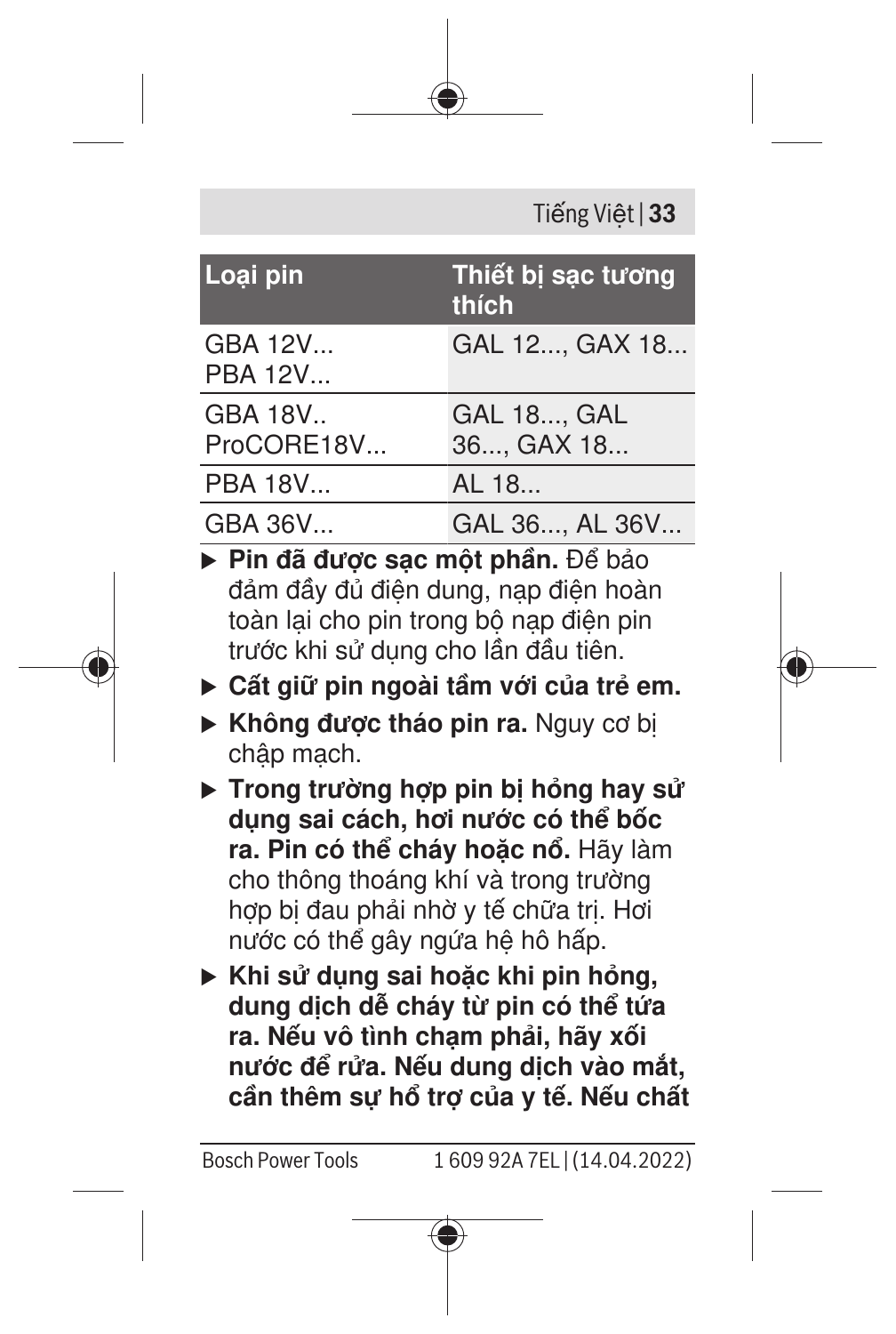| Loại pin | Thiết bị sạc tương thích |
| --- | --- |
| GBA 12V...<br>PBA 12V... | GAL 12..., GAX 18... |
| GBA 18V..<br>ProCORE18V... | GAL 18..., GAL 36..., GAX 18... |
| PBA 18V... | AL 18... |
| GBA 36V... | GAL 36..., AL 36V... |

- **Pin đã được sạc một phần.** Để bảo đảm đầy đủ điện dung, nạp điện hoàn toàn lại cho pin trong bộ nạp điện pin trước khi sử dụng cho lần đầu tiên.
- **Cất giữ pin ngoài tầm với của trẻ em.**
- **Không được tháo pin ra.** Nguy cơ bị chập mạch.
- **Trong trường hợp pin bị hỏng hay sử dụng sai cách, hơi nước có thể bốc ra. Pin có thể cháy hoặc nổ.** Hãy làm cho thông thoáng khí và trong trường hợp bị đau phải nhờ y tế chữa trị. Hơi nước có thể gây ngứa hệ hô hấp.
- **Khi sử dụng sai hoặc khi pin hỏng, dung dịch dễ cháy từ pin có thể tứa ra. Nếu vô tình chạm phải, hãy xối nước để rửa. Nếu dung dịch vào mắt, cần thêm sự hổ trợ của y tế. Nếu chất**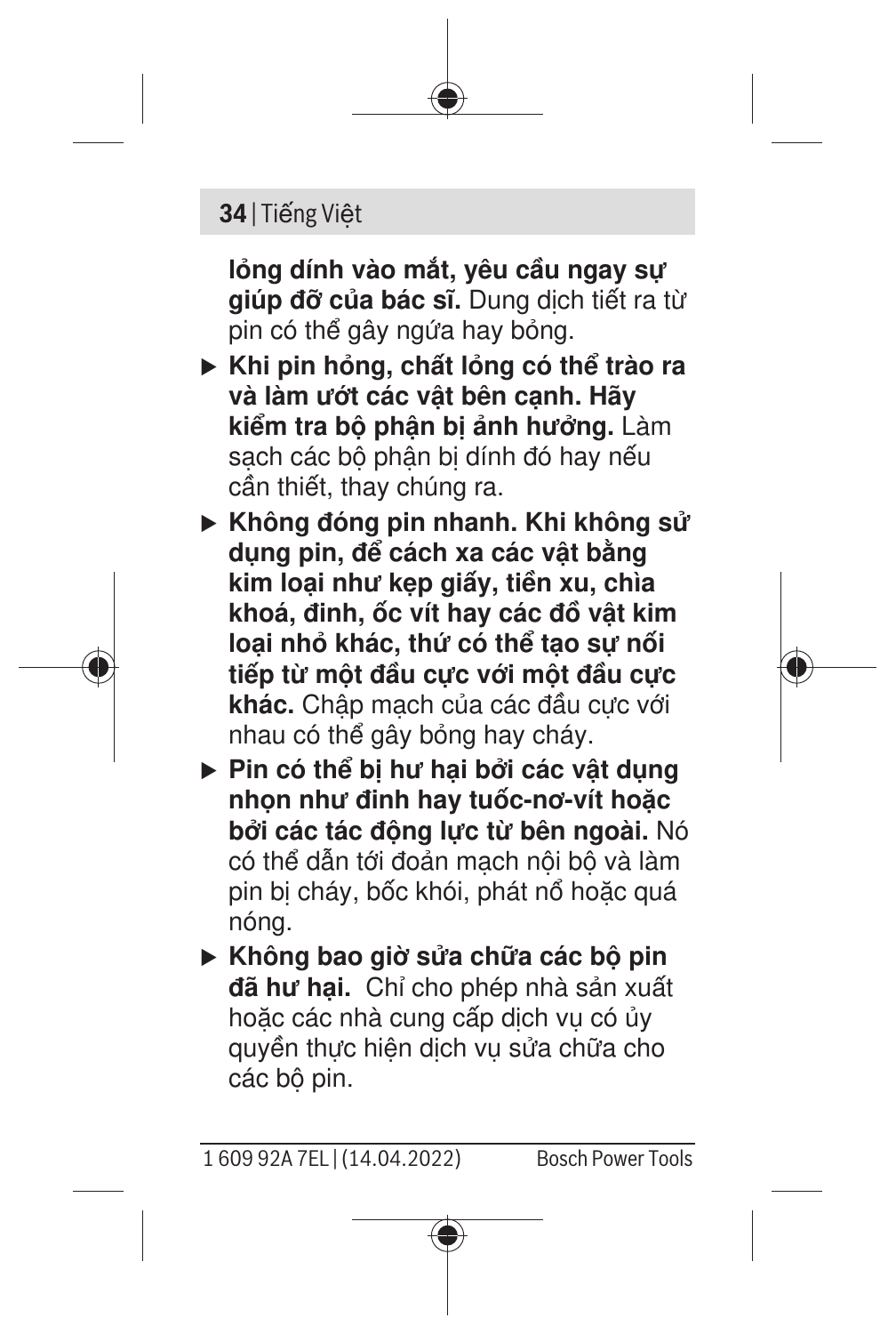**lỏng dính vào mắt, yêu cầu ngay sự giúp đỡ của bác sĩ.** Dung dịch tiết ra từ pin có thể gây ngứa hay bỏng.

- **Khi pin hỏng, chất lỏng có thể trào ra và làm ướt các vật bên cạnh. Hãy kiểm tra bộ phận bị ảnh hưởng.** Làm sạch các bộ phận bị dính đó hay nếu cần thiết, thay chúng ra.
- **Không đóng pin nhanh. Khi không sử dụng pin, để cách xa các vật bằng kim loại như kẹp giấy, tiền xu, chìa khoá, đinh, ốc vít hay các đồ vật kim loại nhỏ khác, thứ có thể tạo sự nối tiếp từ một đầu cực với một đầu cực khác.** Chập mạch của các đầu cực với nhau có thể gây bỏng hay cháy.
- **Pin có thể bị hư hại bởi các vật dụng nhọn như đinh hay tuốc-nơ-vít hoặc bởi các tác động lực từ bên ngoài.** Nó có thể dẫn tới đoản mạch nội bộ và làm pin bị cháy, bốc khói, phát nổ hoặc quá nóng.
- **Không bao giờ sửa chữa các bộ pin đã hư hại.** Chỉ cho phép nhà sản xuất hoặc các nhà cung cấp dịch vụ có ủy quyền thực hiện dịch vụ sửa chữa cho các bộ pin.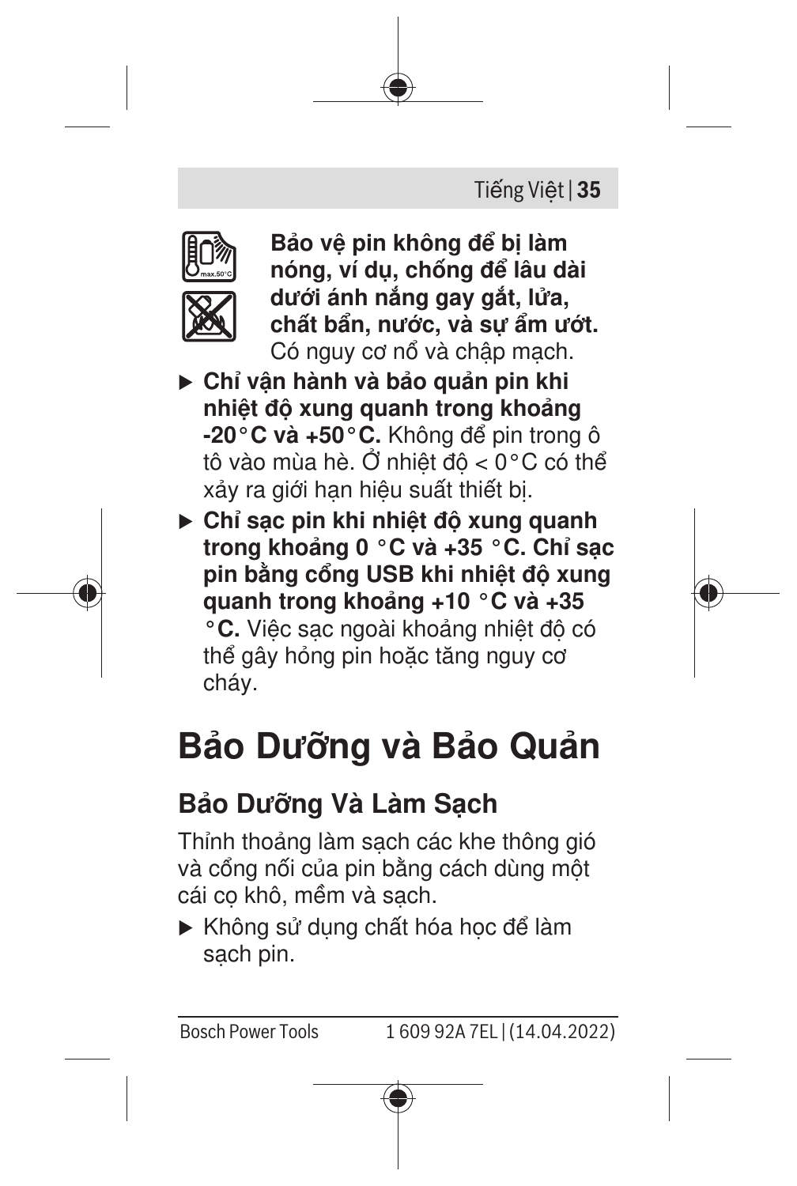**Bảo vệ pin không để bị làm nóng, ví dụ, chống để lâu dài dưới ánh nắng gay gắt, lửa, chất bẩn, nước, và sự ẩm ướt.** Có nguy cơ nổ và chập mạch.

- ▶ **Chỉ vận hành và bảo quản pin khi nhiệt độ xung quanh trong khoảng -20 °C và +50 °C.** Không để pin trong ô tô vào mùa hè. Ở nhiệt độ < 0 °C có thể xảy ra giới hạn hiệu suất thiết bị.
- ▶ **Chỉ sạc pin khi nhiệt độ xung quanh trong khoảng 0 °C và +35 °C. Chỉ sạc pin bằng cổng USB khi nhiệt độ xung quanh trong khoảng +10 °C và +35 °C.** Việc sạc ngoài khoảng nhiệt độ có thể gây hỏng pin hoặc tăng nguy cơ cháy.

# Bảo Dưỡng và Bảo Quản

## Bảo Dưỡng Và Làm Sạch

Thỉnh thoảng làm sạch các khe thông gió và cổng nối của pin bằng cách dùng một cái cọ khô, mềm và sạch.

- ▶ Không sử dụng chất hóa học để làm sạch pin.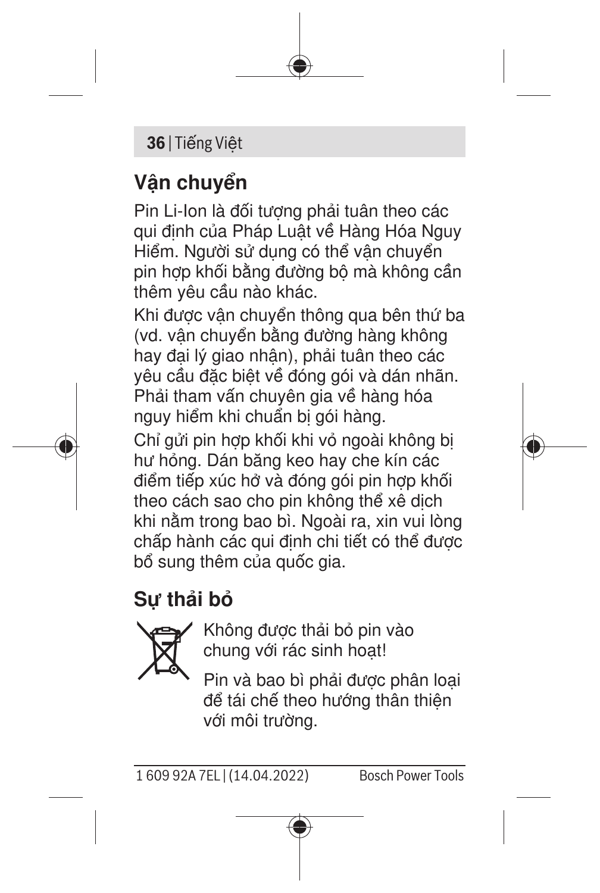## Vận chuyển

Pin Li-Ion là đối tượng phải tuân theo các qui định của Pháp Luật về Hàng Hóa Nguy Hiểm. Người sử dụng có thể vận chuyển pin hợp khối bằng đường bộ mà không cần thêm yêu cầu nào khác.

Khi được vận chuyển thông qua bên thứ ba (vd. vận chuyển bằng đường hàng không hay đại lý giao nhận), phải tuân theo các yêu cầu đặc biệt về đóng gói và dán nhãn. Phải tham vấn chuyên gia về hàng hóa nguy hiểm khi chuẩn bị gói hàng.

Chỉ gửi pin hợp khối khi vỏ ngoài không bị hư hỏng. Dán băng keo hay che kín các điểm tiếp xúc hở và đóng gói pin hợp khối theo cách sao cho pin không thể xê dịch khi nằm trong bao bì. Ngoài ra, xin vui lòng chấp hành các qui định chi tiết có thể được bổ sung thêm của quốc gia.

## Sự thải bỏ

Không được thải bỏ pin vào chung với rác sinh hoạt!

Pin và bao bì phải được phân loại để tái chế theo hướng thân thiện với môi trường.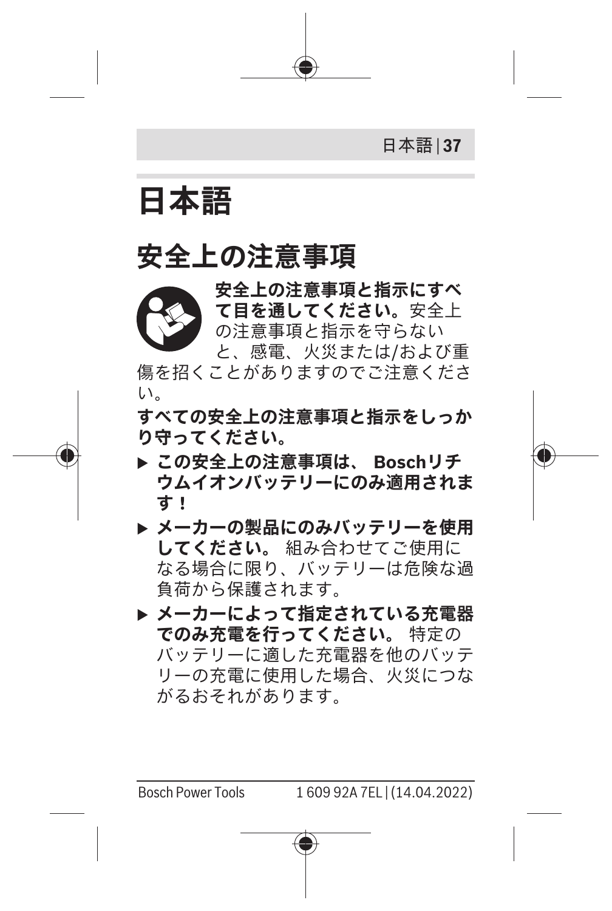# 日本語

## 安全上の注意事項

**安全上の注意事項と指示にすべて目を通してください。**安全上の注意事項と指示を守らないと、感電、火災または/および重傷を招くことがありますのでご注意ください。

**すべての安全上の注意事項と指示をしっかり守ってください。**

- ▶ **この安全上の注意事項は、 Boschリチウムイオンバッテリーにのみ適用されます！**
- ▶ **メーカーの製品にのみバッテリーを使用してください。** 組み合わせてご使用になる場合に限り、バッテリーは危険な過負荷から保護されます。
- ▶ **メーカーによって指定されている充電器でのみ充電を行ってください。** 特定のバッテリーに適した充電器を他のバッテリーの充電に使用した場合、火災につながるおそれがあります。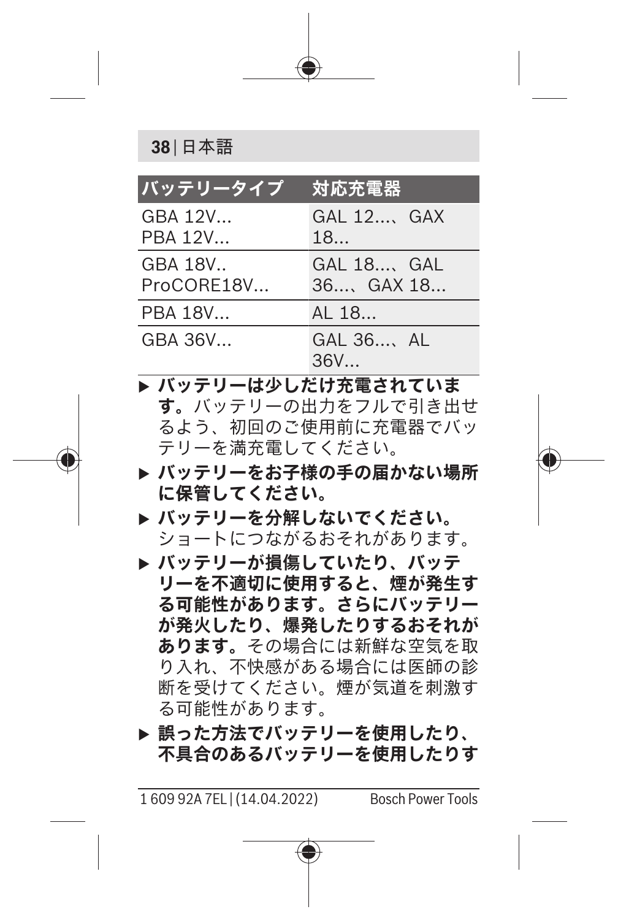| バッテリータイプ | 対応充電器 |
| --- | --- |
| GBA 12V...<br>PBA 12V... | GAL 12...、GAX 18... |
| GBA 18V..<br>ProCORE18V... | GAL 18...、GAL 36...、GAX 18... |
| PBA 18V... | AL 18... |
| GBA 36V... | GAL 36...、AL 36V... |

- **バッテリーは少しだけ充電されています。** バッテリーの出力をフルで引き出せるよう、初回のご使用前に充電器でバッテリーを満充電してください。
- **バッテリーをお子様の手の届かない場所に保管してください。**
- **バッテリーを分解しないでください。** ショートにつながるおそれがあります。
- **バッテリーが損傷していたり、バッテリーを不適切に使用すると、煙が発生する可能性があります。さらにバッテリーが発火したり、爆発したりするおそれがあります。** その場合には新鮮な空気を取り入れ、不快感がある場合には医師の診断を受けてください。煙が気道を刺激する可能性があります。
- **誤った方法でバッテリーを使用したり、不具合のあるバッテリーを使用したりす**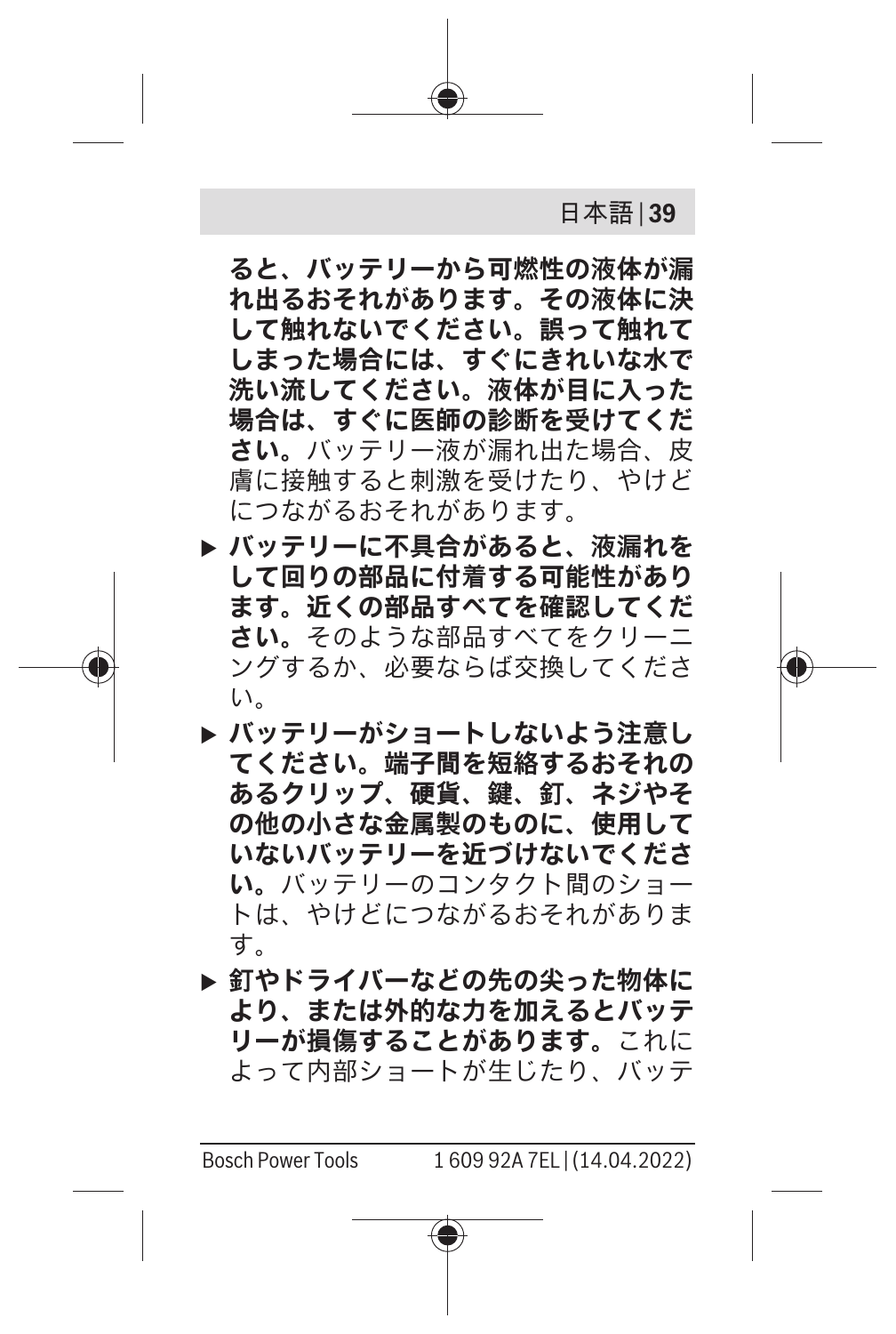**ると、バッテリーから可燃性の液体が漏れ出るおそれがあります。その液体に決して触れないでください。誤って触れてしまった場合には、すぐにきれいな水で洗い流してください。液体が目に入った場合は、すぐに医師の診断を受けてください。**バッテリー液が漏れ出た場合、皮膚に接触すると刺激を受けたり、やけどにつながるおそれがあります。

- **バッテリーに不具合があると、液漏れをして回りの部品に付着する可能性があります。近くの部品すべてを確認してください。**そのような部品すべてをクリーニングするか、必要ならば交換してください。
- **バッテリーがショートしないよう注意してください。端子間を短絡するおそれのあるクリップ、硬貨、鍵、釘、ネジやその他の小さな金属製のものに、使用していないバッテリーを近づけないでください。**バッテリーのコンタクト間のショートは、やけどにつながるおそれがあります。
- **釘やドライバーなどの先の尖った物体により、または外的な力を加えるとバッテリーが損傷することがあります。**これによって内部ショートが生じたり、バッテ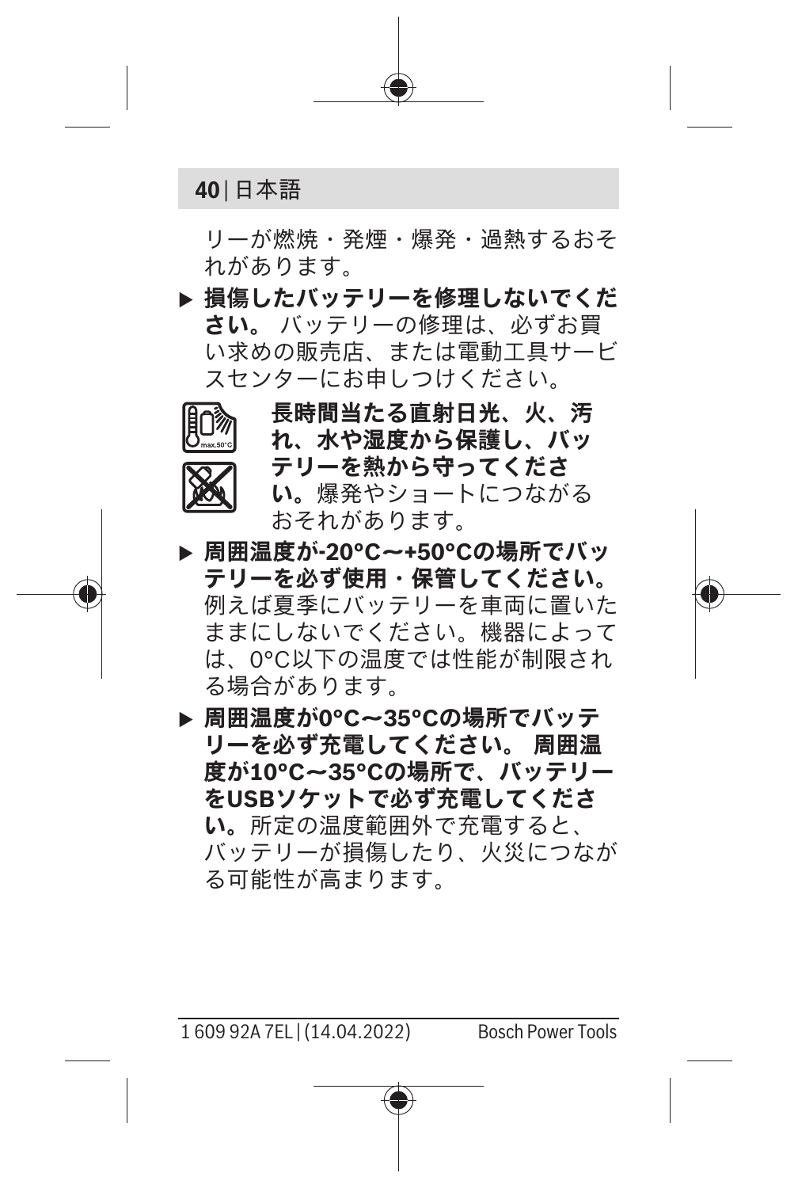リーが燃焼・発煙・爆発・過熱するおそれがあります。

- **損傷したバッテリーを修理しないでください。** バッテリーの修理は、必ずお買い求めの販売店、または電動工具サービスセンターにお申しつけください。

**長時間当たる直射日光、火、汚れ、水や湿度から保護し、バッテリーを熱から守ってください。**爆発やショートにつながるおそれがあります。

- **周囲温度が-20°C～+50°Cの場所でバッテリーを必ず使用・保管してください。** 例えば夏季にバッテリーを車両に置いたままにしないでください。機器によっては、0°C以下の温度では性能が制限される場合があります。
- **周囲温度が0°C～35°Cの場所でバッテリーを必ず充電してください。 周囲温度が10°C～35°Cの場所で、バッテリーをUSBソケットで必ず充電してください。**所定の温度範囲外で充電すると、バッテリーが損傷したり、火災につながる可能性が高まります。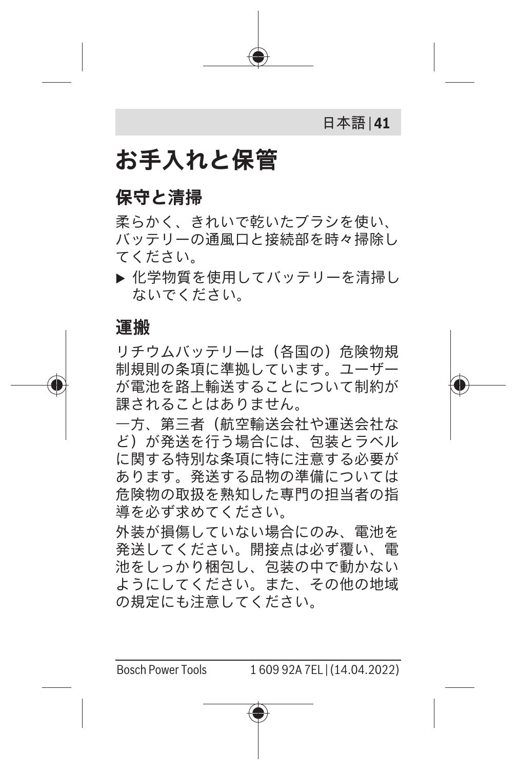# お手入れと保管

## 保守と清掃

柔らかく、きれいで乾いたブラシを使い、バッテリーの通風口と接続部を時々掃除してください。

▶ 化学物質を使用してバッテリーを清掃しないでください。

## 運搬

リチウムバッテリーは（各国の）危険物規制規則の条項に準拠しています。ユーザーが電池を路上輸送することについて制約が課されることはありません。

一方、第三者（航空輸送会社や運送会社など）が発送を行う場合には、包装とラベルに関する特別な条項に特に注意する必要があります。発送する品物の準備については危険物の取扱を熟知した専門の担当者の指導を必ず求めてください。

外装が損傷していない場合にのみ、電池を発送してください。開接点は必ず覆い、電池をしっかり梱包し、包装の中で動かないようにしてください。また、その他の地域の規定にも注意してください。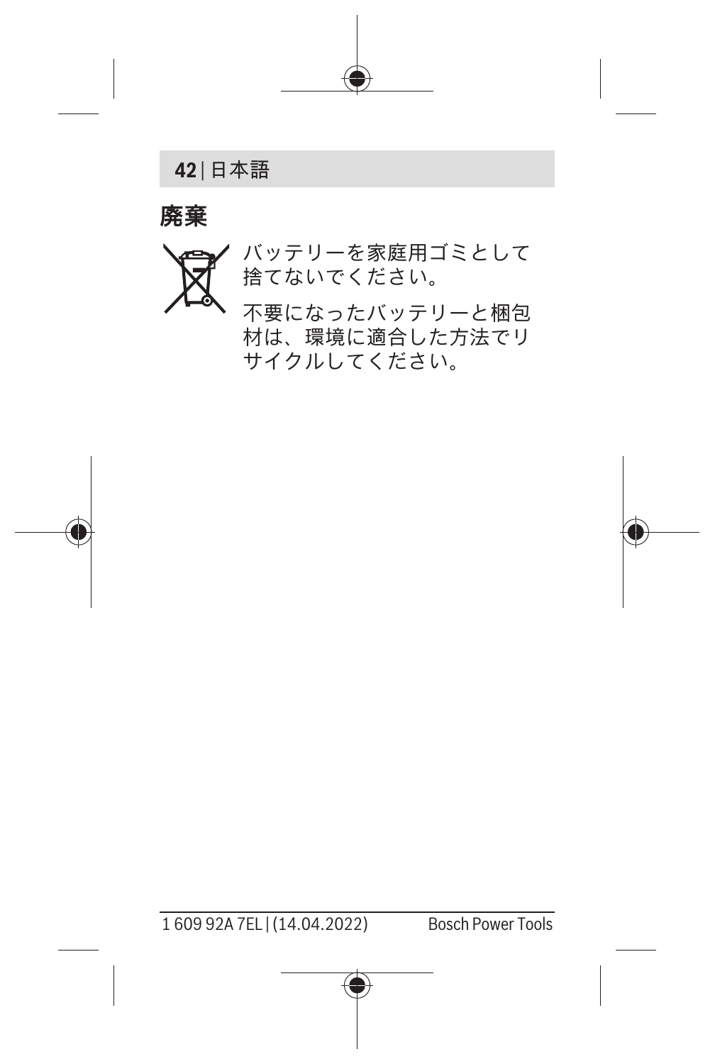## 廃棄

バッテリーを家庭用ゴミとして捨てないでください。

不要になったバッテリーと梱包材は、環境に適合した方法でリサイクルしてください。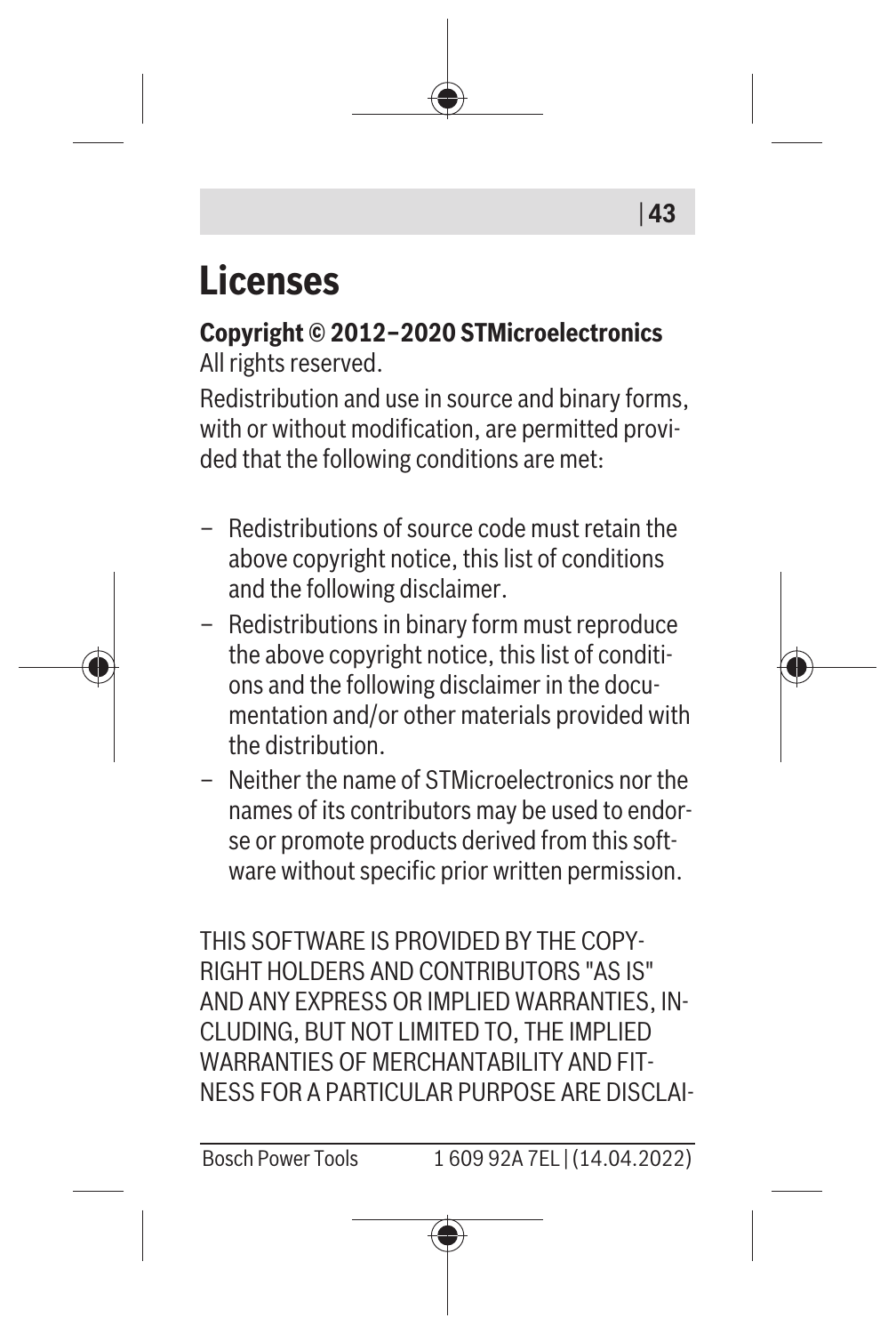# Licenses

**Copyright © 2012–2020 STMicroelectronics**
All rights reserved.

Redistribution and use in source and binary forms, with or without modification, are permitted provided that the following conditions are met:

- Redistributions of source code must retain the above copyright notice, this list of conditions and the following disclaimer.
- Redistributions in binary form must reproduce the above copyright notice, this list of conditions and the following disclaimer in the documentation and/or other materials provided with the distribution.
- Neither the name of STMicroelectronics nor the names of its contributors may be used to endorse or promote products derived from this software without specific prior written permission.

THIS SOFTWARE IS PROVIDED BY THE COPYRIGHT HOLDERS AND CONTRIBUTORS "AS IS" AND ANY EXPRESS OR IMPLIED WARRANTIES, INCLUDING, BUT NOT LIMITED TO, THE IMPLIED WARRANTIES OF MERCHANTABILITY AND FITNESS FOR A PARTICULAR PURPOSE ARE DISCLAI-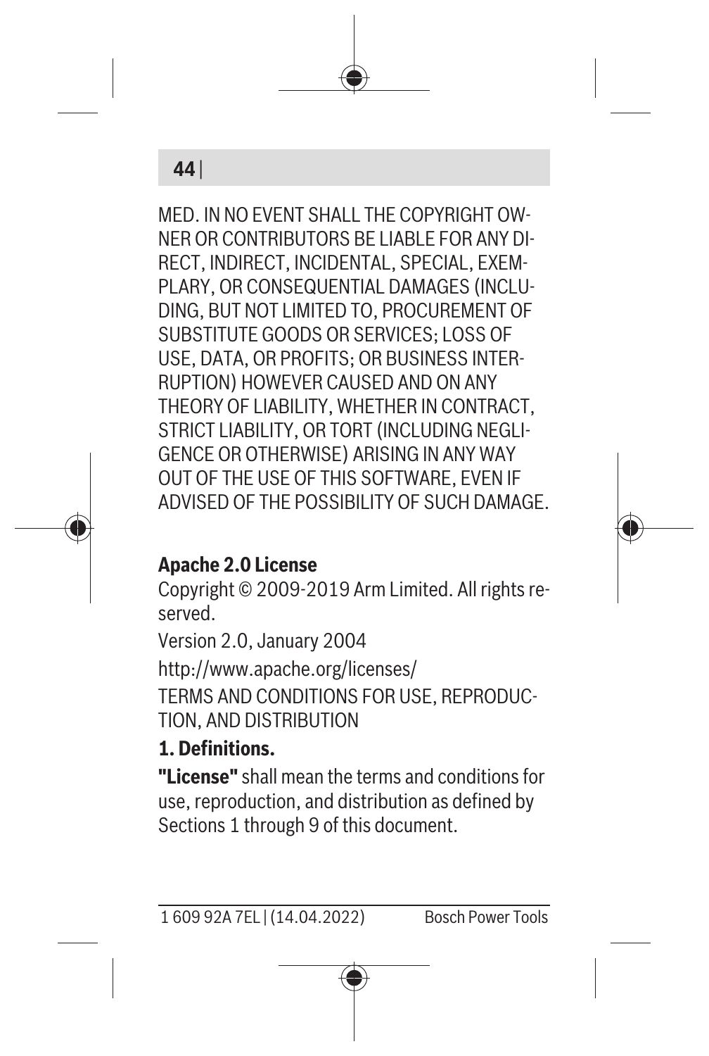MED. IN NO EVENT SHALL THE COPYRIGHT OWNER OR CONTRIBUTORS BE LIABLE FOR ANY DIRECT, INDIRECT, INCIDENTAL, SPECIAL, EXEMPLARY, OR CONSEQUENTIAL DAMAGES (INCLUDING, BUT NOT LIMITED TO, PROCUREMENT OF SUBSTITUTE GOODS OR SERVICES; LOSS OF USE, DATA, OR PROFITS; OR BUSINESS INTERRUPTION) HOWEVER CAUSED AND ON ANY THEORY OF LIABILITY, WHETHER IN CONTRACT, STRICT LIABILITY, OR TORT (INCLUDING NEGLIGENCE OR OTHERWISE) ARISING IN ANY WAY OUT OF THE USE OF THIS SOFTWARE, EVEN IF ADVISED OF THE POSSIBILITY OF SUCH DAMAGE.

**Apache 2.0 License**

Copyright © 2009-2019 Arm Limited. All rights reserved.

Version 2.0, January 2004

http://www.apache.org/licenses/

TERMS AND CONDITIONS FOR USE, REPRODUCTION, AND DISTRIBUTION

**1. Definitions.**

**"License"** shall mean the terms and conditions for use, reproduction, and distribution as defined by Sections 1 through 9 of this document.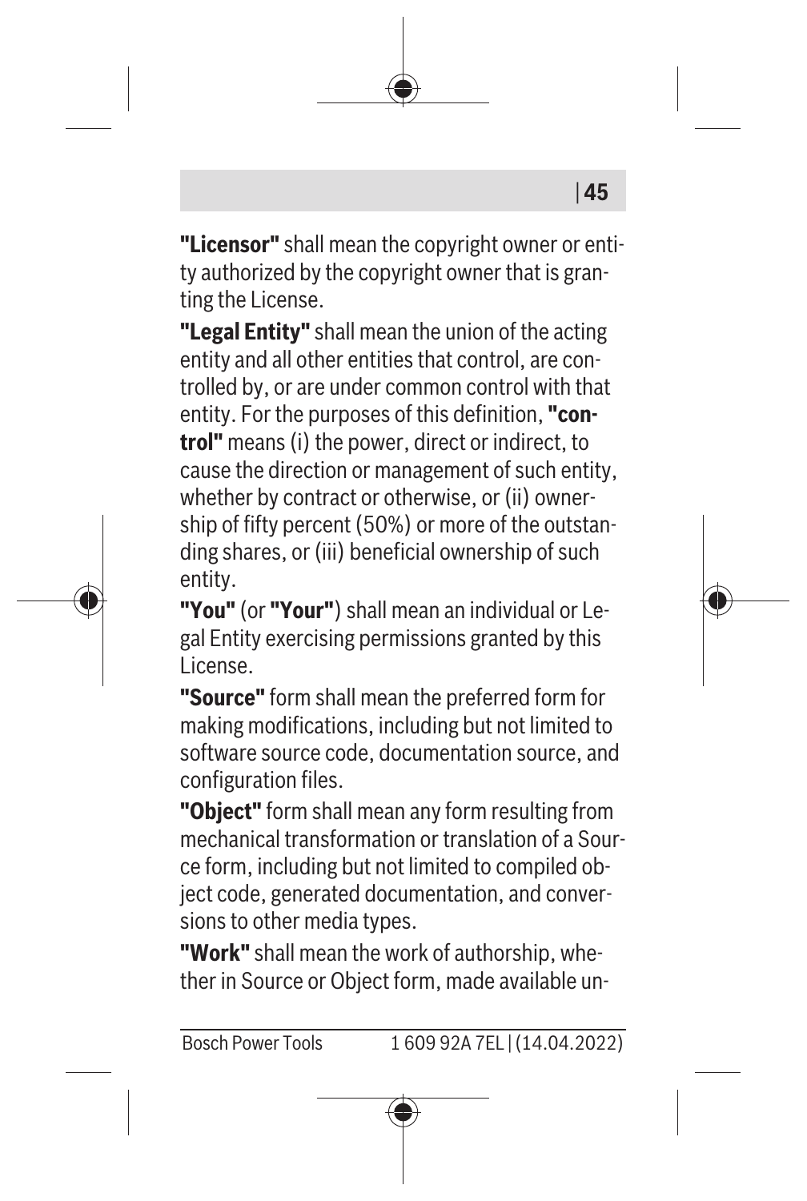**"Licensor"** shall mean the copyright owner or entity authorized by the copyright owner that is granting the License.

**"Legal Entity"** shall mean the union of the acting entity and all other entities that control, are controlled by, or are under common control with that entity. For the purposes of this definition, **"control"** means (i) the power, direct or indirect, to cause the direction or management of such entity, whether by contract or otherwise, or (ii) ownership of fifty percent (50%) or more of the outstanding shares, or (iii) beneficial ownership of such entity.

**"You"** (or **"Your"**) shall mean an individual or Legal Entity exercising permissions granted by this License.

**"Source"** form shall mean the preferred form for making modifications, including but not limited to software source code, documentation source, and configuration files.

**"Object"** form shall mean any form resulting from mechanical transformation or translation of a Source form, including but not limited to compiled object code, generated documentation, and conversions to other media types.

**"Work"** shall mean the work of authorship, whether in Source or Object form, made available un-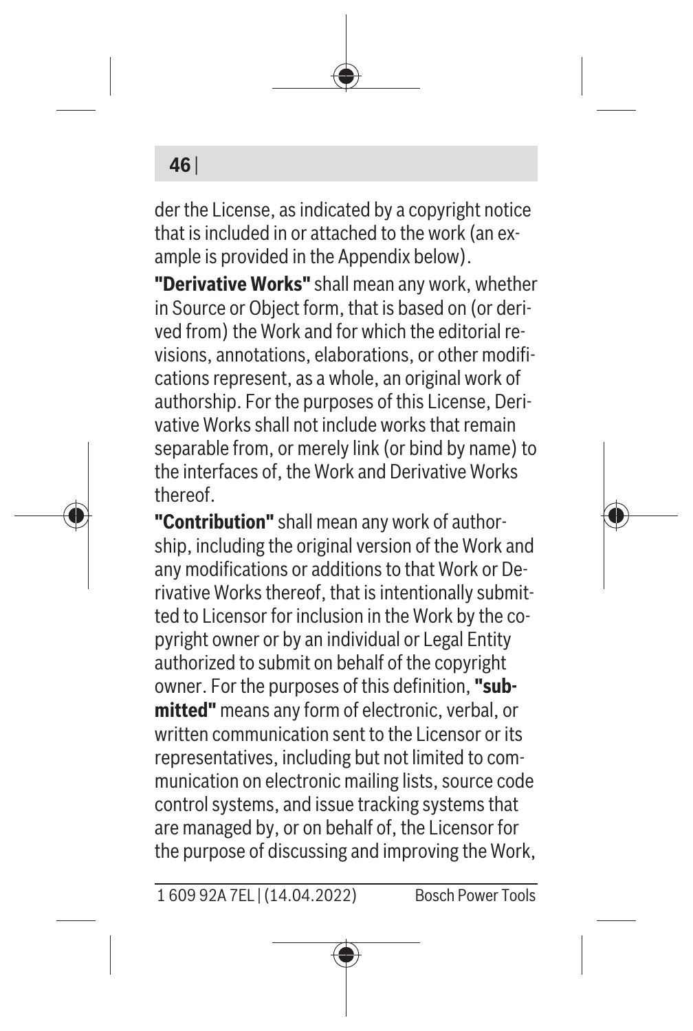der the License, as indicated by a copyright notice that is included in or attached to the work (an example is provided in the Appendix below).

**"Derivative Works"** shall mean any work, whether in Source or Object form, that is based on (or derived from) the Work and for which the editorial revisions, annotations, elaborations, or other modifications represent, as a whole, an original work of authorship. For the purposes of this License, Derivative Works shall not include works that remain separable from, or merely link (or bind by name) to the interfaces of, the Work and Derivative Works thereof.

**"Contribution"** shall mean any work of authorship, including the original version of the Work and any modifications or additions to that Work or Derivative Works thereof, that is intentionally submitted to Licensor for inclusion in the Work by the copyright owner or by an individual or Legal Entity authorized to submit on behalf of the copyright owner. For the purposes of this definition, **"submitted"** means any form of electronic, verbal, or written communication sent to the Licensor or its representatives, including but not limited to communication on electronic mailing lists, source code control systems, and issue tracking systems that are managed by, or on behalf of, the Licensor for the purpose of discussing and improving the Work,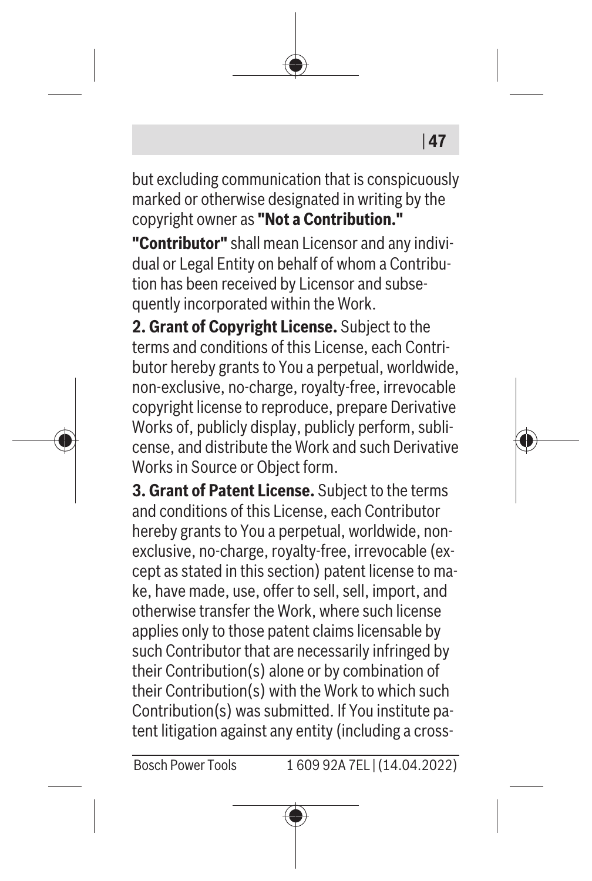but excluding communication that is conspicuously marked or otherwise designated in writing by the copyright owner as **"Not a Contribution."**

**"Contributor"** shall mean Licensor and any individual or Legal Entity on behalf of whom a Contribution has been received by Licensor and subsequently incorporated within the Work.

**2. Grant of Copyright License.** Subject to the terms and conditions of this License, each Contributor hereby grants to You a perpetual, worldwide, non-exclusive, no-charge, royalty-free, irrevocable copyright license to reproduce, prepare Derivative Works of, publicly display, publicly perform, sublicense, and distribute the Work and such Derivative Works in Source or Object form.

**3. Grant of Patent License.** Subject to the terms and conditions of this License, each Contributor hereby grants to You a perpetual, worldwide, non-exclusive, no-charge, royalty-free, irrevocable (except as stated in this section) patent license to make, have made, use, offer to sell, sell, import, and otherwise transfer the Work, where such license applies only to those patent claims licensable by such Contributor that are necessarily infringed by their Contribution(s) alone or by combination of their Contribution(s) with the Work to which such Contribution(s) was submitted. If You institute patent litigation against any entity (including a cross-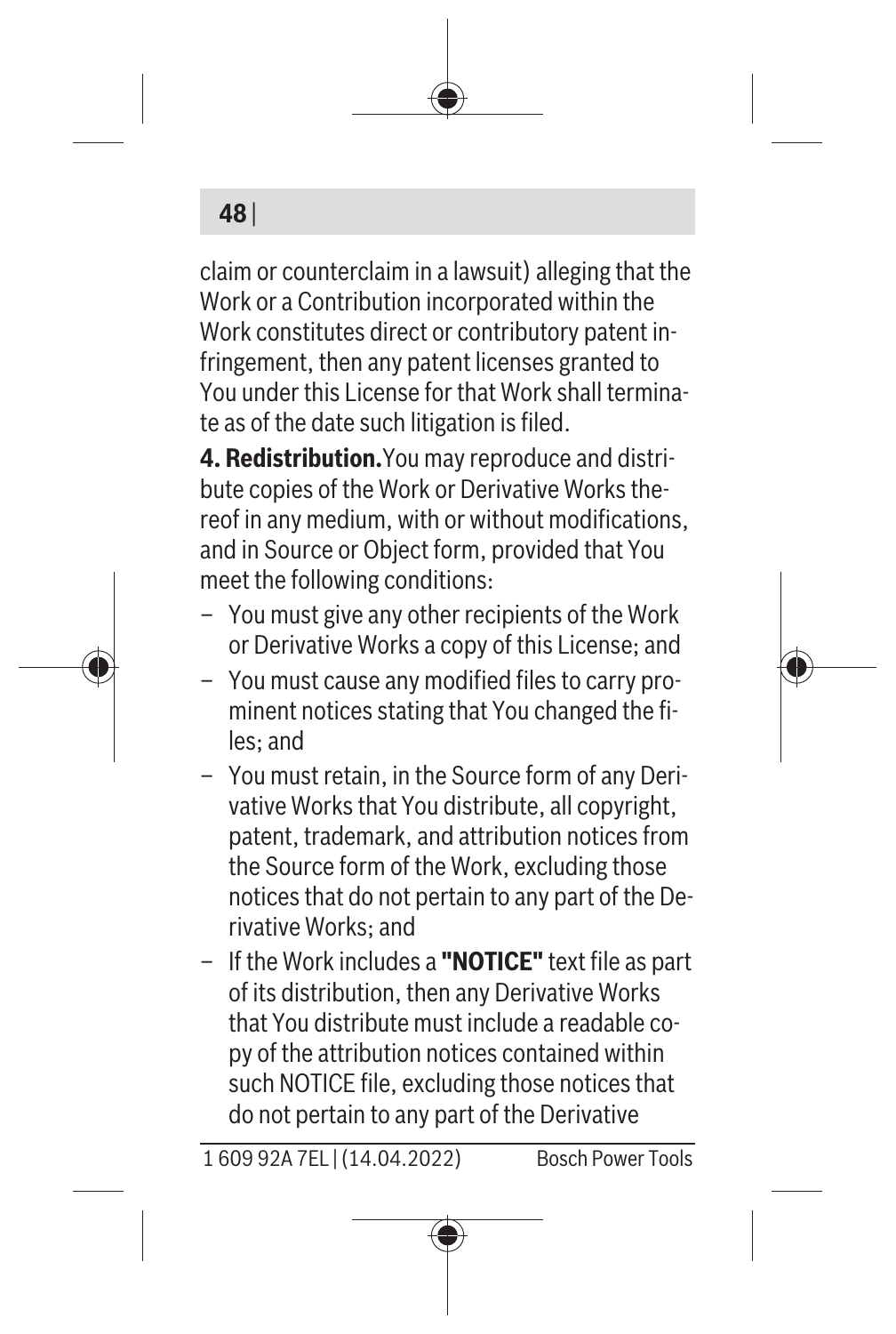claim or counterclaim in a lawsuit) alleging that the Work or a Contribution incorporated within the Work constitutes direct or contributory patent infringement, then any patent licenses granted to You under this License for that Work shall terminate as of the date such litigation is filed.

**4. Redistribution.** You may reproduce and distribute copies of the Work or Derivative Works thereof in any medium, with or without modifications, and in Source or Object form, provided that You meet the following conditions:

- You must give any other recipients of the Work or Derivative Works a copy of this License; and
- You must cause any modified files to carry prominent notices stating that You changed the files; and
- You must retain, in the Source form of any Derivative Works that You distribute, all copyright, patent, trademark, and attribution notices from the Source form of the Work, excluding those notices that do not pertain to any part of the Derivative Works; and
- If the Work includes a **"NOTICE"** text file as part of its distribution, then any Derivative Works that You distribute must include a readable copy of the attribution notices contained within such NOTICE file, excluding those notices that do not pertain to any part of the Derivative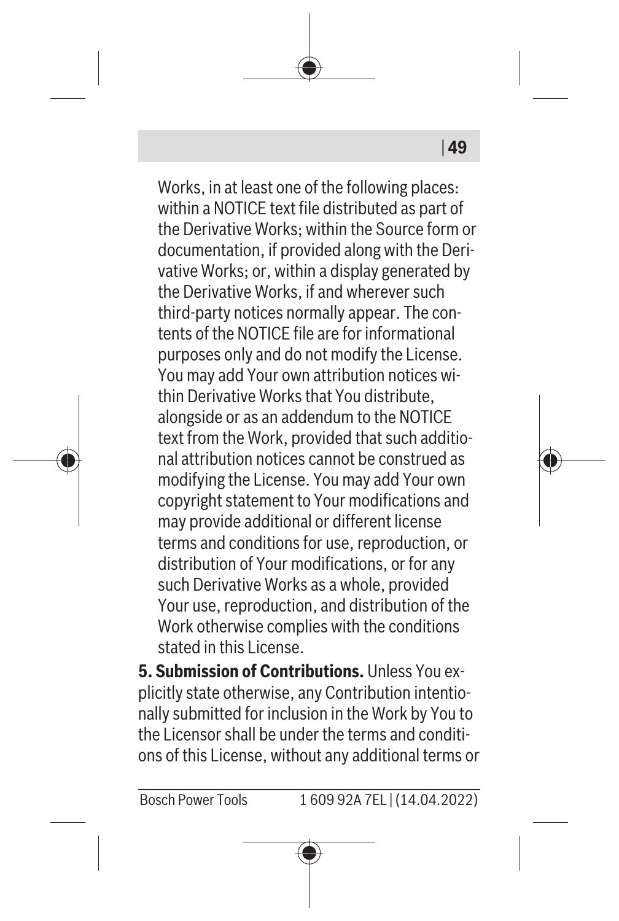Works, in at least one of the following places: within a NOTICE text file distributed as part of the Derivative Works; within the Source form or documentation, if provided along with the Derivative Works; or, within a display generated by the Derivative Works, if and wherever such third-party notices normally appear. The contents of the NOTICE file are for informational purposes only and do not modify the License. You may add Your own attribution notices within Derivative Works that You distribute, alongside or as an addendum to the NOTICE text from the Work, provided that such additional attribution notices cannot be construed as modifying the License. You may add Your own copyright statement to Your modifications and may provide additional or different license terms and conditions for use, reproduction, or distribution of Your modifications, or for any such Derivative Works as a whole, provided Your use, reproduction, and distribution of the Work otherwise complies with the conditions stated in this License.

**5. Submission of Contributions.** Unless You explicitly state otherwise, any Contribution intentionally submitted for inclusion in the Work by You to the Licensor shall be under the terms and conditions of this License, without any additional terms or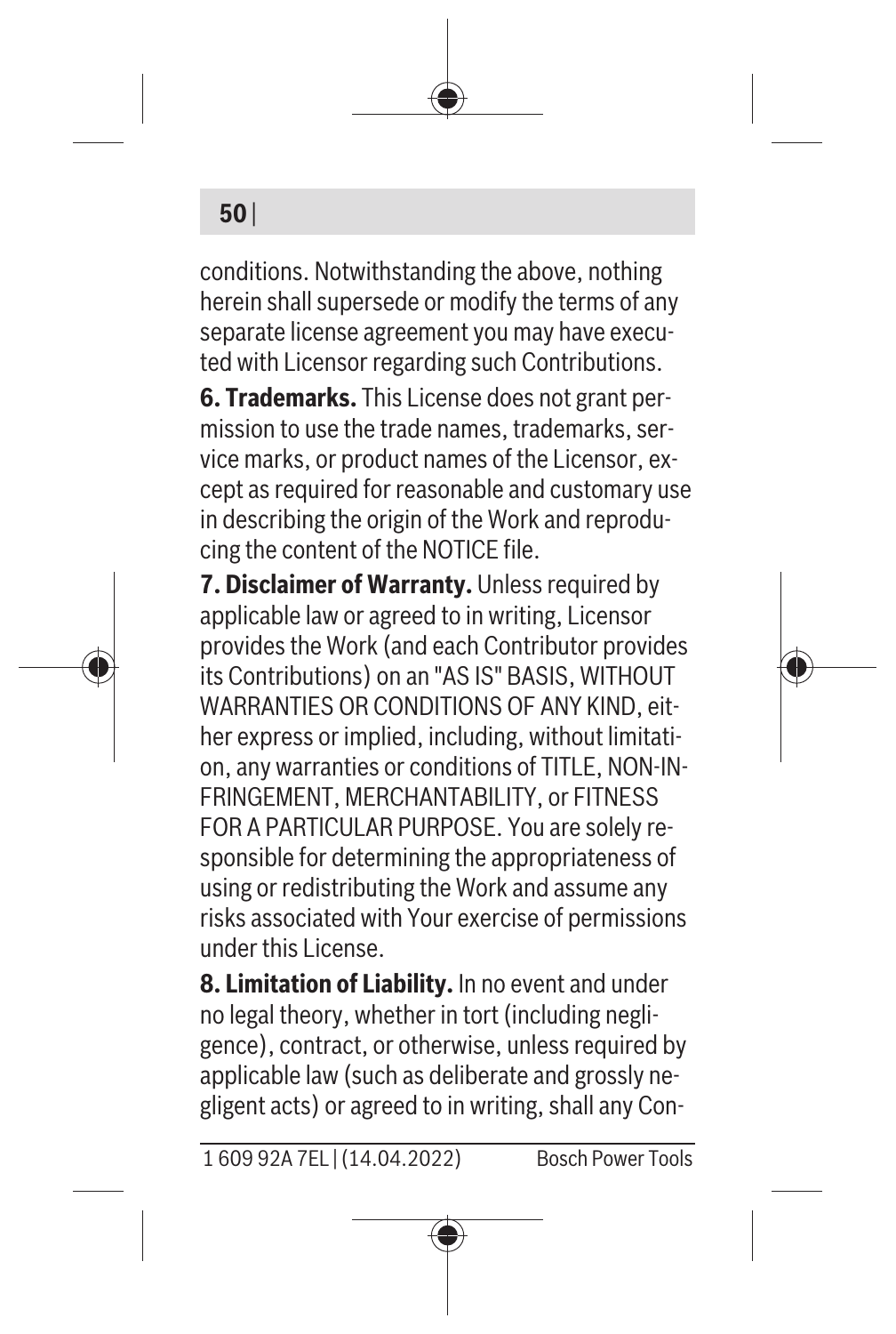conditions. Notwithstanding the above, nothing herein shall supersede or modify the terms of any separate license agreement you may have executed with Licensor regarding such Contributions.

**6. Trademarks.** This License does not grant permission to use the trade names, trademarks, service marks, or product names of the Licensor, except as required for reasonable and customary use in describing the origin of the Work and reproducing the content of the NOTICE file.

**7. Disclaimer of Warranty.** Unless required by applicable law or agreed to in writing, Licensor provides the Work (and each Contributor provides its Contributions) on an "AS IS" BASIS, WITHOUT WARRANTIES OR CONDITIONS OF ANY KIND, either express or implied, including, without limitation, any warranties or conditions of TITLE, NON-INFRINGEMENT, MERCHANTABILITY, or FITNESS FOR A PARTICULAR PURPOSE. You are solely responsible for determining the appropriateness of using or redistributing the Work and assume any risks associated with Your exercise of permissions under this License.

**8. Limitation of Liability.** In no event and under no legal theory, whether in tort (including negligence), contract, or otherwise, unless required by applicable law (such as deliberate and grossly negligent acts) or agreed to in writing, shall any Con-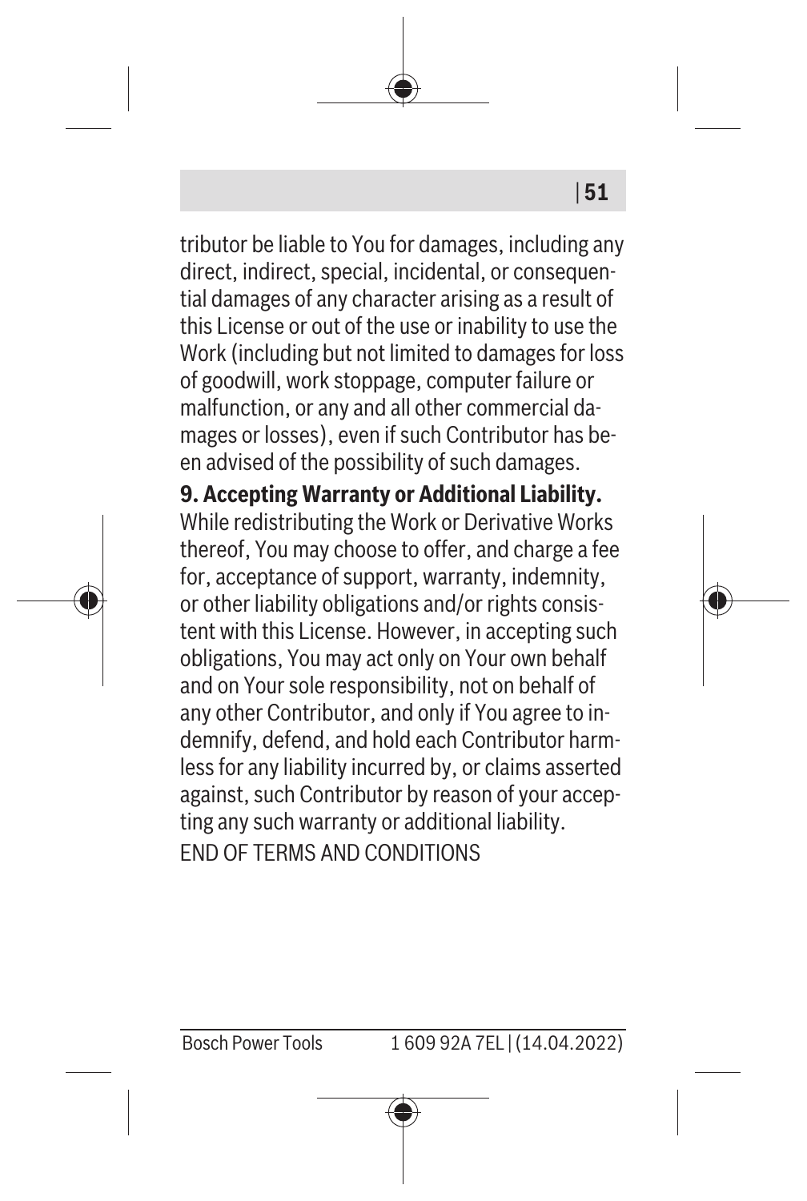tributor be liable to You for damages, including any direct, indirect, special, incidental, or consequential damages of any character arising as a result of this License or out of the use or inability to use the Work (including but not limited to damages for loss of goodwill, work stoppage, computer failure or malfunction, or any and all other commercial damages or losses), even if such Contributor has been advised of the possibility of such damages.

**9. Accepting Warranty or Additional Liability.** While redistributing the Work or Derivative Works thereof, You may choose to offer, and charge a fee for, acceptance of support, warranty, indemnity, or other liability obligations and/or rights consistent with this License. However, in accepting such obligations, You may act only on Your own behalf and on Your sole responsibility, not on behalf of any other Contributor, and only if You agree to indemnify, defend, and hold each Contributor harmless for any liability incurred by, or claims asserted against, such Contributor by reason of your accepting any such warranty or additional liability.

END OF TERMS AND CONDITIONS